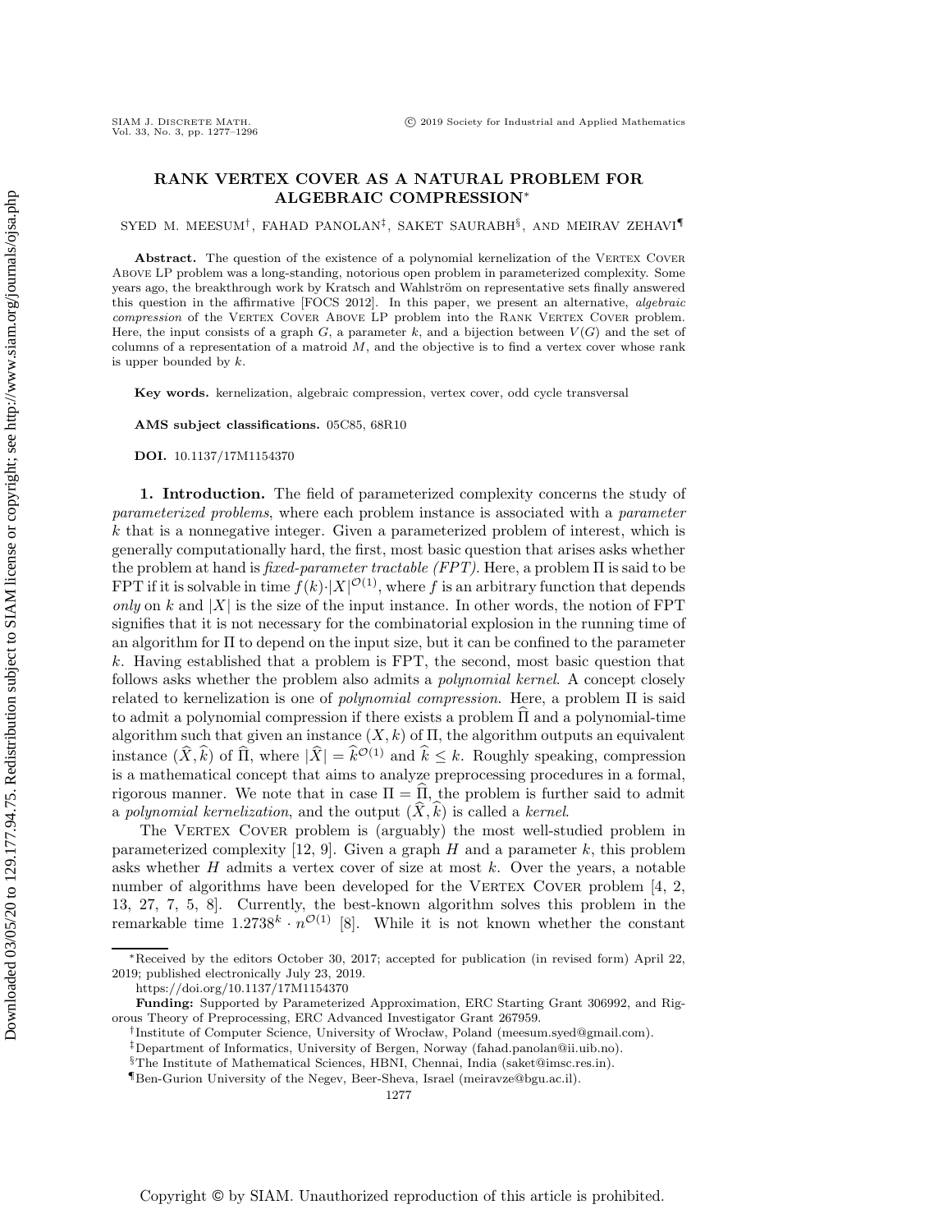# RANK VERTEX COVER AS A NATURAL PROBLEM FOR ALGEBRAIC COMPRESSION*

SYED M. MEESUM[†], FAHAD PANOLAN[‡], SAKET SAURABH[§], AND MEIRAV ZEHAVI[¶]

**Abstract.** The question of the existence of a polynomial kernelization of the VERTEX COVER ABOVE LP problem was a long-standing, notorious open problem in parameterized complexity. Some years ago, the breakthrough work by Kratsch and Wahlström on representative sets finally answered this question in the affirmative [FOCS 2012]. In this paper, we present an alternative, *algebraic compression* of the VERTEX COVER ABOVE LP problem into the RANK VERTEX COVER problem. Here, the input consists of a graph $G$, a parameter $k$, and a bijection between $V(G)$ and the set of columns of a representation of a matroid $M$, and the objective is to find a vertex cover whose rank is upper bounded by $k$.

**Key words.** kernelization, algebraic compression, vertex cover, odd cycle transversal

**AMS subject classifications.** 05C85, 68R10

**DOI.** 10.1137/17M1154370

## 1. Introduction.

The field of parameterized complexity concerns the study of *parameterized problems*, where each problem instance is associated with a *parameter* $k$ that is a nonnegative integer. Given a parameterized problem of interest, which is generally computationally hard, the first, most basic question that arises asks whether the problem at hand is *fixed-parameter tractable (FPT)*. Here, a problem $\Pi$ is said to be FPT if it is solvable in time $f(k)\cdot|X|^{\mathcal{O}(1)}$, where $f$ is an arbitrary function that depends *only* on $k$ and $|X|$ is the size of the input instance. In other words, the notion of FPT signifies that it is not necessary for the combinatorial explosion in the running time of an algorithm for $\Pi$ to depend on the input size, but it can be confined to the parameter $k$. Having established that a problem is FPT, the second, most basic question that follows asks whether the problem also admits a *polynomial kernel*. A concept closely related to kernelization is one of *polynomial compression*. Here, a problem $\Pi$ is said to admit a polynomial compression if there exists a problem $\widehat{\Pi}$ and a polynomial-time algorithm such that given an instance $(X, k)$ of $\Pi$, the algorithm outputs an equivalent instance $(\widehat{X}, \widehat{k})$ of $\widehat{\Pi}$, where $|\widehat{X}| = \widehat{k}^{\mathcal{O}(1)}$ and $\widehat{k} \leq k$. Roughly speaking, compression is a mathematical concept that aims to analyze preprocessing procedures in a formal, rigorous manner. We note that in case $\Pi = \widehat{\Pi}$, the problem is further said to admit a *polynomial kernelization*, and the output $(\widehat{X}, \widehat{k})$ is called a *kernel*.

The VERTEX COVER problem is (arguably) the most well-studied problem in parameterized complexity [12, 9]. Given a graph $H$ and a parameter $k$, this problem asks whether $H$ admits a vertex cover of size at most $k$. Over the years, a notable number of algorithms have been developed for the VERTEX COVER problem [4, 2, 13, 27, 7, 5, 8]. Currently, the best-known algorithm solves this problem in the remarkable time $1.2738^k \cdot n^{\mathcal{O}(1)}$ [8]. While it is not known whether the constant

---

*Received by the editors October 30, 2017; accepted for publication (in revised form) April 22, 2019; published electronically July 23, 2019.

https://doi.org/10.1137/17M1154370

**Funding:** Supported by Parameterized Approximation, ERC Starting Grant 306992, and Rigorous Theory of Preprocessing, ERC Advanced Investigator Grant 267959.

[†]Institute of Computer Science, University of Wrocław, Poland (meesum.syed@gmail.com).

[‡]Department of Informatics, University of Bergen, Norway (fahad.panolan@ii.uib.no).

[§]The Institute of Mathematical Sciences, HBNI, Chennai, India (saket@imsc.res.in).

[¶]Ben-Gurion University of the Negev, Beer-Sheva, Israel (meiravze@bgu.ac.il).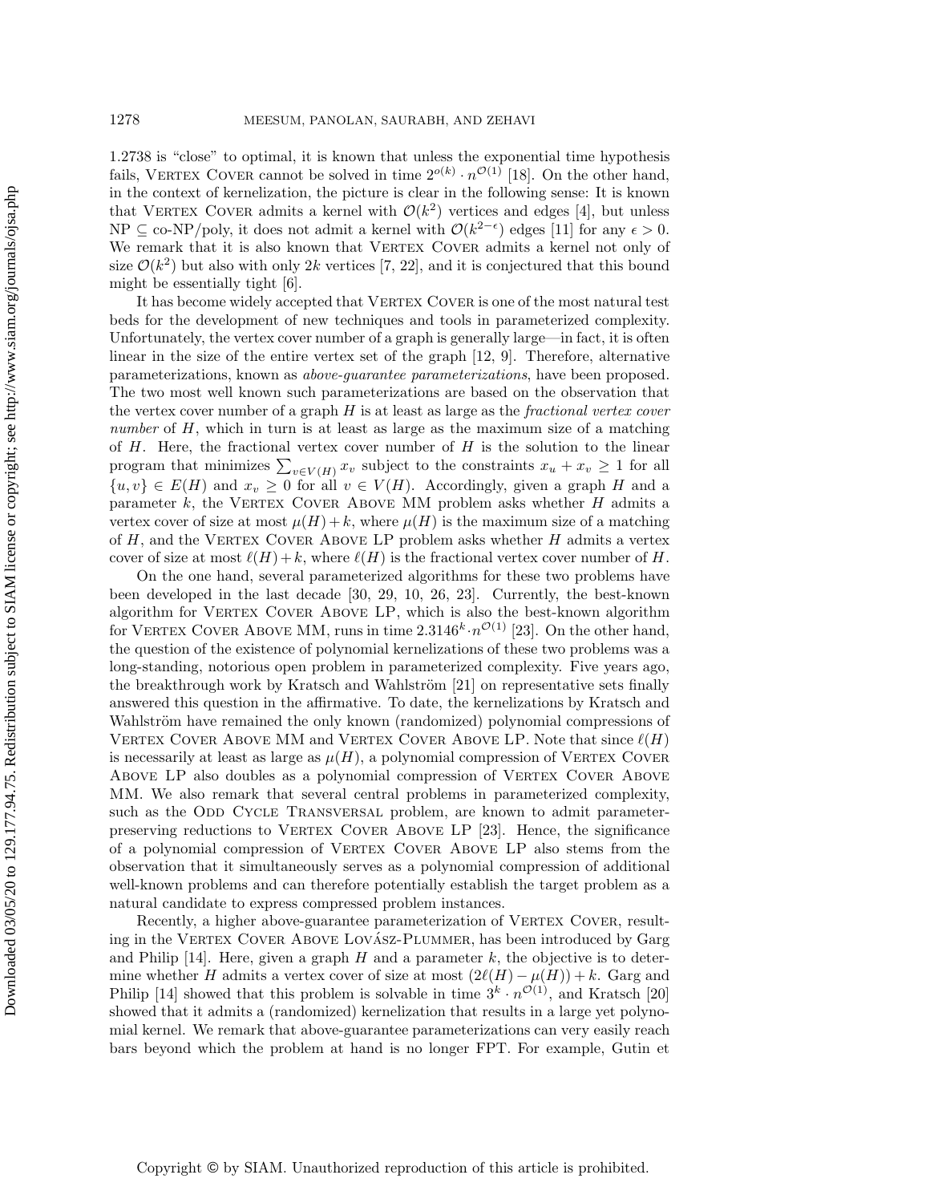1.2738 is "close" to optimal, it is known that unless the exponential time hypothesis fails, Vertex Cover cannot be solved in time $2^{o(k)} \cdot n^{\mathcal{O}(1)}$ [18]. On the other hand, in the context of kernelization, the picture is clear in the following sense: It is known that Vertex Cover admits a kernel with $\mathcal{O}(k^2)$ vertices and edges [4], but unless NP $\subseteq$ co-NP/poly, it does not admit a kernel with $\mathcal{O}(k^{2-\epsilon})$ edges [11] for any $\epsilon > 0$. We remark that it is also known that Vertex Cover admits a kernel not only of size $\mathcal{O}(k^2)$ but also with only $2k$ vertices [7, 22], and it is conjectured that this bound might be essentially tight [6].

It has become widely accepted that Vertex Cover is one of the most natural test beds for the development of new techniques and tools in parameterized complexity. Unfortunately, the vertex cover number of a graph is generally large—in fact, it is often linear in the size of the entire vertex set of the graph [12, 9]. Therefore, alternative parameterizations, known as *above-guarantee parameterizations*, have been proposed. The two most well known such parameterizations are based on the observation that the vertex cover number of a graph $H$ is at least as large as the *fractional vertex cover number* of $H$, which in turn is at least as large as the maximum size of a matching of $H$. Here, the fractional vertex cover number of $H$ is the solution to the linear program that minimizes $\sum_{v \in V(H)} x_v$ subject to the constraints $x_u + x_v \geq 1$ for all $\{u, v\} \in E(H)$ and $x_v \geq 0$ for all $v \in V(H)$. Accordingly, given a graph $H$ and a parameter $k$, the Vertex Cover Above MM problem asks whether $H$ admits a vertex cover of size at most $\mu(H)+k$, where $\mu(H)$ is the maximum size of a matching of $H$, and the Vertex Cover Above LP problem asks whether $H$ admits a vertex cover of size at most $\ell(H)+k$, where $\ell(H)$ is the fractional vertex cover number of $H$.

On the one hand, several parameterized algorithms for these two problems have been developed in the last decade [30, 29, 10, 26, 23]. Currently, the best-known algorithm for Vertex Cover Above LP, which is also the best-known algorithm for Vertex Cover Above MM, runs in time $2.3146^k \cdot n^{\mathcal{O}(1)}$ [23]. On the other hand, the question of the existence of polynomial kernelizations of these two problems was a long-standing, notorious open problem in parameterized complexity. Five years ago, the breakthrough work by Kratsch and Wahlström [21] on representative sets finally answered this question in the affirmative. To date, the kernelizations by Kratsch and Wahlström have remained the only known (randomized) polynomial compressions of Vertex Cover Above MM and Vertex Cover Above LP. Note that since $\ell(H)$ is necessarily at least as large as $\mu(H)$, a polynomial compression of Vertex Cover Above LP also doubles as a polynomial compression of Vertex Cover Above MM. We also remark that several central problems in parameterized complexity, such as the Odd Cycle Transversal problem, are known to admit parameter-preserving reductions to Vertex Cover Above LP [23]. Hence, the significance of a polynomial compression of Vertex Cover Above LP also stems from the observation that it simultaneously serves as a polynomial compression of additional well-known problems and can therefore potentially establish the target problem as a natural candidate to express compressed problem instances.

Recently, a higher above-guarantee parameterization of Vertex Cover, resulting in the Vertex Cover Above Lovász-Plummer, has been introduced by Garg and Philip [14]. Here, given a graph $H$ and a parameter $k$, the objective is to determine whether $H$ admits a vertex cover of size at most $(2\ell(H) - \mu(H)) + k$. Garg and Philip [14] showed that this problem is solvable in time $3^k \cdot n^{\mathcal{O}(1)}$, and Kratsch [20] showed that it admits a (randomized) kernelization that results in a large yet polynomial kernel. We remark that above-guarantee parameterizations can very easily reach bars beyond which the problem at hand is no longer FPT. For example, Gutin et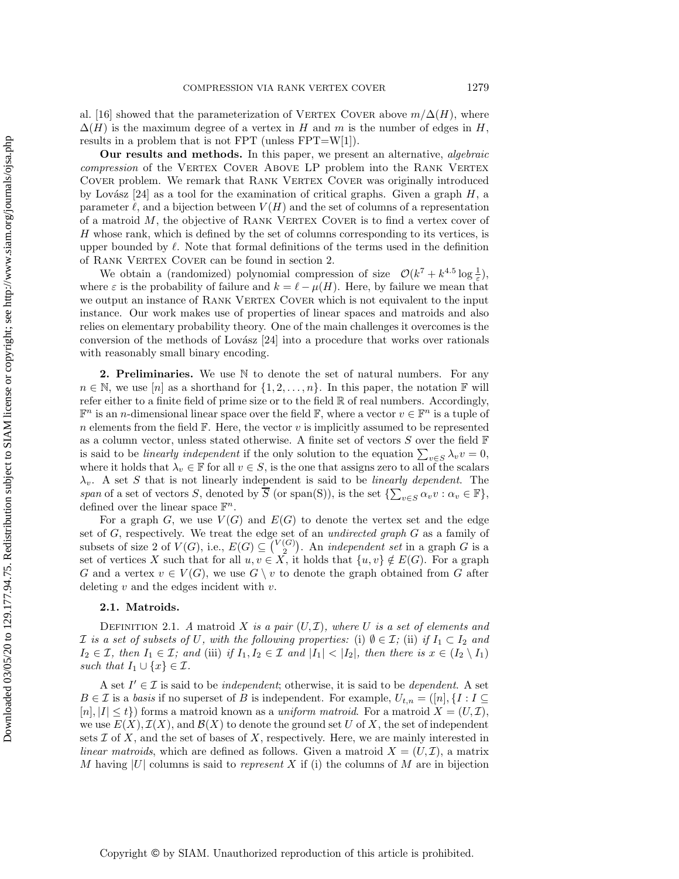al. [16] showed that the parameterization of Vertex Cover above $m/\Delta(H)$, where $\Delta(H)$ is the maximum degree of a vertex in $H$ and $m$ is the number of edges in $H$, results in a problem that is not FPT (unless FPT=W[1]).

**Our results and methods.** In this paper, we present an alternative, *algebraic compression* of the Vertex Cover Above LP problem into the Rank Vertex Cover problem. We remark that Rank Vertex Cover was originally introduced by Lovász [24] as a tool for the examination of critical graphs. Given a graph $H$, a parameter $\ell$, and a bijection between $V(H)$ and the set of columns of a representation of a matroid $M$, the objective of Rank Vertex Cover is to find a vertex cover of $H$ whose rank, which is defined by the set of columns corresponding to its vertices, is upper bounded by $\ell$. Note that formal definitions of the terms used in the definition of Rank Vertex Cover can be found in section 2.

We obtain a (randomized) polynomial compression of size $\mathcal{O}(k^7 + k^{4.5}\log\frac{1}{\varepsilon})$, where $\varepsilon$ is the probability of failure and $k = \ell - \mu(H)$. Here, by failure we mean that we output an instance of Rank Vertex Cover which is not equivalent to the input instance. Our work makes use of properties of linear spaces and matroids and also relies on elementary probability theory. One of the main challenges it overcomes is the conversion of the methods of Lovász [24] into a procedure that works over rationals with reasonably small binary encoding.

## 2. Preliminaries.

We use $\mathbb{N}$ to denote the set of natural numbers. For any $n \in \mathbb{N}$, we use $[n]$ as a shorthand for $\{1, 2, \ldots, n\}$. In this paper, the notation $\mathbb{F}$ will refer either to a finite field of prime size or to the field $\mathbb{R}$ of real numbers. Accordingly, $\mathbb{F}^n$ is an $n$-dimensional linear space over the field $\mathbb{F}$, where a vector $v \in \mathbb{F}^n$ is a tuple of $n$ elements from the field $\mathbb{F}$. Here, the vector $v$ is implicitly assumed to be represented as a column vector, unless stated otherwise. A finite set of vectors $S$ over the field $\mathbb{F}$ is said to be *linearly independent* if the only solution to the equation $\sum_{v\in S}\lambda_v v = 0$, where it holds that $\lambda_v \in \mathbb{F}$ for all $v \in S$, is the one that assigns zero to all of the scalars $\lambda_v$. A set $S$ that is not linearly independent is said to be *linearly dependent*. The *span* of a set of vectors $S$, denoted by $\overline{S}$ (or span(S)), is the set $\{\sum_{v\in S}\alpha_v v : \alpha_v \in \mathbb{F}\}$, defined over the linear space $\mathbb{F}^n$.

For a graph $G$, we use $V(G)$ and $E(G)$ to denote the vertex set and the edge set of $G$, respectively. We treat the edge set of an *undirected graph* $G$ as a family of subsets of size 2 of $V(G)$, i.e., $E(G) \subseteq \binom{V(G)}{2}$. An *independent set* in a graph $G$ is a set of vertices $X$ such that for all $u, v \in X$, it holds that $\{u, v\} \notin E(G)$. For a graph $G$ and a vertex $v \in V(G)$, we use $G \setminus v$ to denote the graph obtained from $G$ after deleting $v$ and the edges incident with $v$.

### 2.1. Matroids.

Definition 2.1. *A matroid $X$ is a pair $(U, \mathcal{I})$, where $U$ is a set of elements and $\mathcal{I}$ is a set of subsets of $U$, with the following properties:* (i) $\emptyset \in \mathcal{I}$; (ii) *if $I_1 \subset I_2$ and $I_2 \in \mathcal{I}$, then $I_1 \in \mathcal{I}$; and* (iii) *if $I_1, I_2 \in \mathcal{I}$ and $|I_1| < |I_2|$, then there is $x \in (I_2 \setminus I_1)$ such that $I_1 \cup \{x\} \in \mathcal{I}$.*

A set $I' \in \mathcal{I}$ is said to be *independent*; otherwise, it is said to be *dependent*. A set $B \in \mathcal{I}$ is a *basis* if no superset of $B$ is independent. For example, $U_{t,n} = ([n], \{I : I \subseteq [n], |I| \leq t\})$ forms a matroid known as a *uniform matroid*. For a matroid $X = (U, \mathcal{I})$, we use $E(X), \mathcal{I}(X)$, and $\mathcal{B}(X)$ to denote the ground set $U$ of $X$, the set of independent sets $\mathcal{I}$ of $X$, and the set of bases of $X$, respectively. Here, we are mainly interested in *linear matroids*, which are defined as follows. Given a matroid $X = (U, \mathcal{I})$, a matrix $M$ having $|U|$ columns is said to *represent* $X$ if (i) the columns of $M$ are in bijection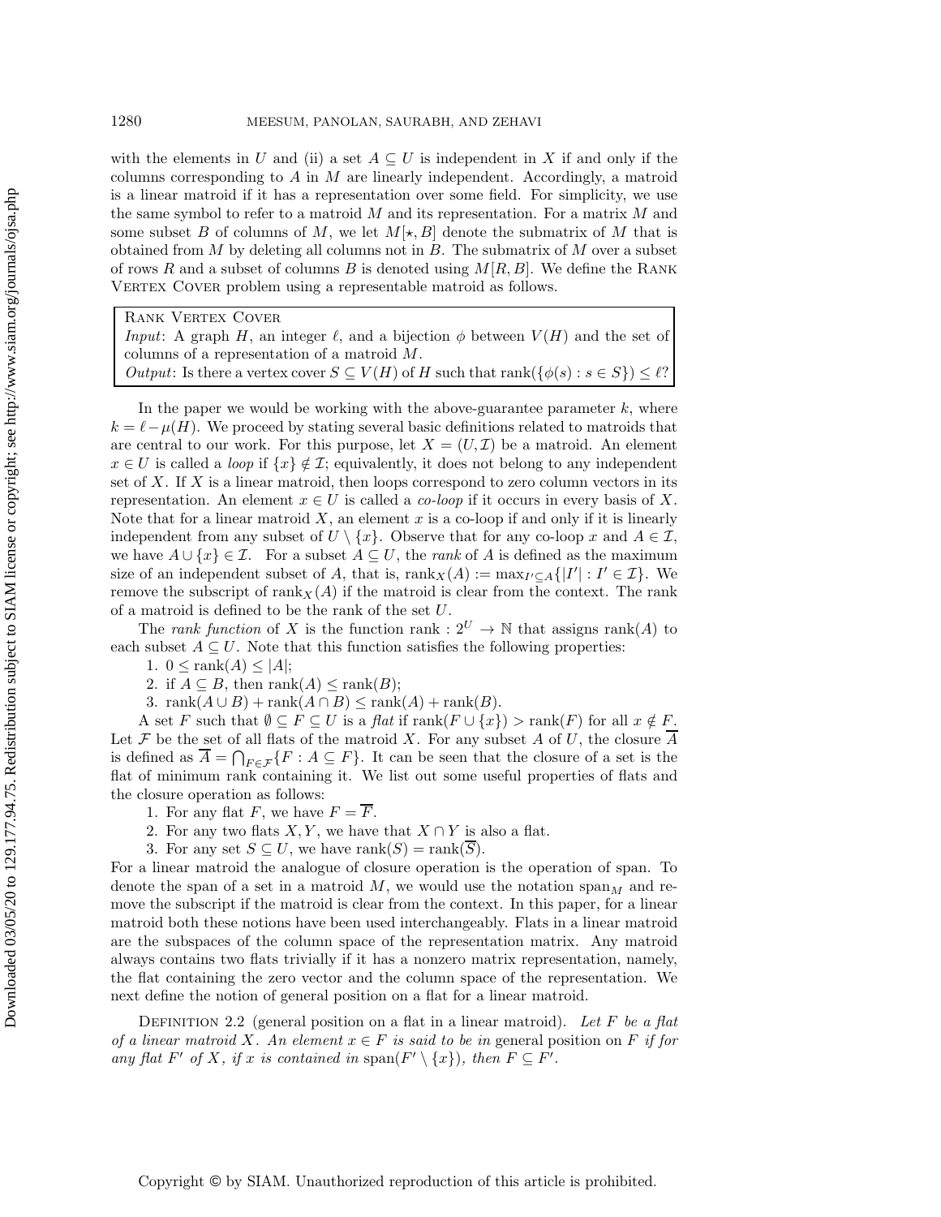with the elements in $U$ and (ii) a set $A \subseteq U$ is independent in $X$ if and only if the columns corresponding to $A$ in $M$ are linearly independent. Accordingly, a matroid is a linear matroid if it has a representation over some field. For simplicity, we use the same symbol to refer to a matroid $M$ and its representation. For a matrix $M$ and some subset $B$ of columns of $M$, we let $M[\star, B]$ denote the submatrix of $M$ that is obtained from $M$ by deleting all columns not in $B$. The submatrix of $M$ over a subset of rows $R$ and a subset of columns $B$ is denoted using $M[R, B]$. We define the Rank Vertex Cover problem using a representable matroid as follows.

> Rank Vertex Cover
> *Input*: A graph $H$, an integer $\ell$, and a bijection $\phi$ between $V(H)$ and the set of columns of a representation of a matroid $M$.
> *Output*: Is there a vertex cover $S \subseteq V(H)$ of $H$ such that $\text{rank}(\{\phi(s) : s \in S\}) \leq \ell$?

In the paper we would be working with the above-guarantee parameter $k$, where $k = \ell - \mu(H)$. We proceed by stating several basic definitions related to matroids that are central to our work. For this purpose, let $X = (U, \mathcal{I})$ be a matroid. An element $x \in U$ is called a *loop* if $\{x\} \notin \mathcal{I}$; equivalently, it does not belong to any independent set of $X$. If $X$ is a linear matroid, then loops correspond to zero column vectors in its representation. An element $x \in U$ is called a *co-loop* if it occurs in every basis of $X$. Note that for a linear matroid $X$, an element $x$ is a co-loop if and only if it is linearly independent from any subset of $U \setminus \{x\}$. Observe that for any co-loop $x$ and $A \in \mathcal{I}$, we have $A \cup \{x\} \in \mathcal{I}$. For a subset $A \subseteq U$, the *rank* of $A$ is defined as the maximum size of an independent subset of $A$, that is, $\text{rank}_X(A) := \max_{I' \subseteq A}\{|I'| : I' \in \mathcal{I}\}$. We remove the subscript of $\text{rank}_X(A)$ if the matroid is clear from the context. The rank of a matroid is defined to be the rank of the set $U$.

The *rank function* of $X$ is the function $\text{rank} : 2^U \to \mathbb{N}$ that assigns $\text{rank}(A)$ to each subset $A \subseteq U$. Note that this function satisfies the following properties:

1. $0 \leq \text{rank}(A) \leq |A|$;
2. if $A \subseteq B$, then $\text{rank}(A) \leq \text{rank}(B)$;
3. $\text{rank}(A \cup B) + \text{rank}(A \cap B) \leq \text{rank}(A) + \text{rank}(B)$.

A set $F$ such that $\emptyset \subseteq F \subseteq U$ is a *flat* if $\text{rank}(F \cup \{x\}) > \text{rank}(F)$ for all $x \notin F$. Let $\mathcal{F}$ be the set of all flats of the matroid $X$. For any subset $A$ of $U$, the closure $\overline{A}$ is defined as $\overline{A} = \bigcap_{F \in \mathcal{F}}\{F : A \subseteq F\}$. It can be seen that the closure of a set is the flat of minimum rank containing it. We list out some useful properties of flats and the closure operation as follows:

1. For any flat $F$, we have $F = \overline{F}$.
2. For any two flats $X, Y$, we have that $X \cap Y$ is also a flat.
3. For any set $S \subseteq U$, we have $\text{rank}(S) = \text{rank}(\overline{S})$.

For a linear matroid the analogue of closure operation is the operation of span. To denote the span of a set in a matroid $M$, we would use the notation $\text{span}_M$ and remove the subscript if the matroid is clear from the context. In this paper, for a linear matroid both these notions have been used interchangeably. Flats in a linear matroid are the subspaces of the column space of the representation matrix. Any matroid always contains two flats trivially if it has a nonzero matrix representation, namely, the flat containing the zero vector and the column space of the representation. We next define the notion of general position on a flat for a linear matroid.

Definition 2.2 (general position on a flat in a linear matroid). *Let $F$ be a flat of a linear matroid $X$. An element $x \in F$ is said to be in* general position *on $F$ if for any flat $F'$ of $X$, if $x$ is contained in $\text{span}(F' \setminus \{x\})$, then $F \subseteq F'$.*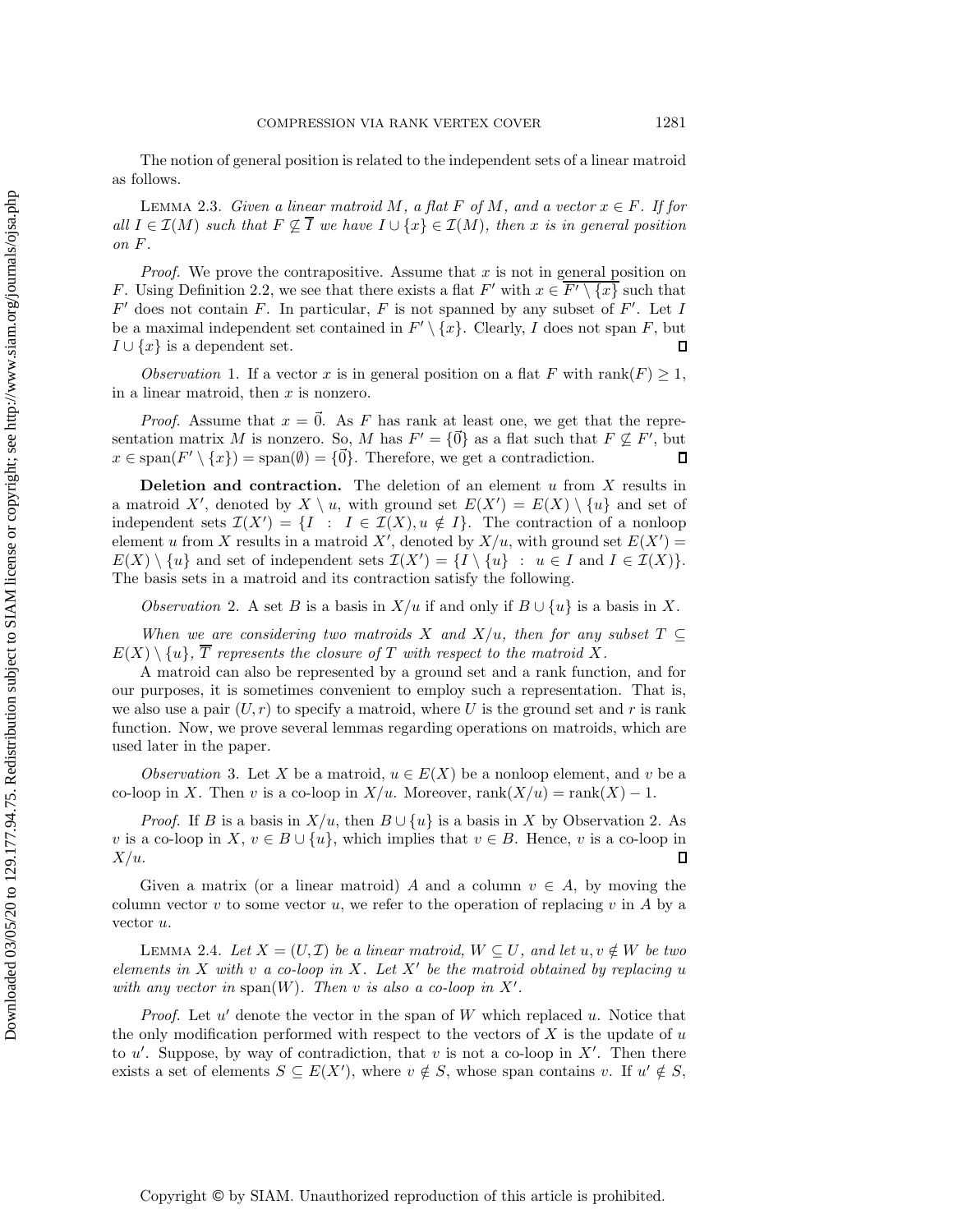The notion of general position is related to the independent sets of a linear matroid as follows.

Lemma 2.3. *Given a linear matroid $M$, a flat $F$ of $M$, and a vector $x \in F$. If for all $I \in \mathcal{I}(M)$ such that $F \not\subseteq \overline{I}$ we have $I \cup \{x\} \in \mathcal{I}(M)$, then $x$ is in general position on $F$.*

*Proof.* We prove the contrapositive. Assume that $x$ is not in general position on $F$. Using Definition 2.2, we see that there exists a flat $F'$ with $x \in \overline{F' \setminus \{x\}}$ such that $F'$ does not contain $F$. In particular, $F$ is not spanned by any subset of $F'$. Let $I$ be a maximal independent set contained in $F' \setminus \{x\}$. Clearly, $I$ does not span $F$, but $I \cup \{x\}$ is a dependent set. ∎

*Observation* 1. If a vector $x$ is in general position on a flat $F$ with $\text{rank}(F) \geq 1$, in a linear matroid, then $x$ is nonzero.

*Proof.* Assume that $x = \vec{0}$. As $F$ has rank at least one, we get that the representation matrix $M$ is nonzero. So, $M$ has $F' = \{\vec{0}\}$ as a flat such that $F \not\subseteq F'$, but $x \in \text{span}(F' \setminus \{x\}) = \text{span}(\emptyset) = \{\vec{0}\}$. Therefore, we get a contradiction. ∎

**Deletion and contraction.** The deletion of an element $u$ from $X$ results in a matroid $X'$, denoted by $X \setminus u$, with ground set $E(X') = E(X) \setminus \{u\}$ and set of independent sets $\mathcal{I}(X') = \{I \ : \ I \in \mathcal{I}(X), u \notin I\}$. The contraction of a nonloop element $u$ from $X$ results in a matroid $X'$, denoted by $X/u$, with ground set $E(X') = E(X) \setminus \{u\}$ and set of independent sets $\mathcal{I}(X') = \{I \setminus \{u\} \ : \ u \in I \text{ and } I \in \mathcal{I}(X)\}$. The basis sets in a matroid and its contraction satisfy the following.

*Observation* 2. A set $B$ is a basis in $X/u$ if and only if $B \cup \{u\}$ is a basis in $X$.

*When we are considering two matroids $X$ and $X/u$, then for any subset $T \subseteq E(X) \setminus \{u\}$, $\overline{T}$ represents the closure of $T$ with respect to the matroid $X$.*

A matroid can also be represented by a ground set and a rank function, and for our purposes, it is sometimes convenient to employ such a representation. That is, we also use a pair $(U, r)$ to specify a matroid, where $U$ is the ground set and $r$ is rank function. Now, we prove several lemmas regarding operations on matroids, which are used later in the paper.

*Observation* 3. Let $X$ be a matroid, $u \in E(X)$ be a nonloop element, and $v$ be a co-loop in $X$. Then $v$ is a co-loop in $X/u$. Moreover, $\text{rank}(X/u) = \text{rank}(X) - 1$.

*Proof.* If $B$ is a basis in $X/u$, then $B \cup \{u\}$ is a basis in $X$ by Observation 2. As $v$ is a co-loop in $X$, $v \in B \cup \{u\}$, which implies that $v \in B$. Hence, $v$ is a co-loop in $X/u$. ∎

Given a matrix (or a linear matroid) $A$ and a column $v \in A$, by moving the column vector $v$ to some vector $u$, we refer to the operation of replacing $v$ in $A$ by a vector $u$.

Lemma 2.4. *Let $X = (U, \mathcal{I})$ be a linear matroid, $W \subseteq U$, and let $u, v \notin W$ be two elements in $X$ with $v$ a co-loop in $X$. Let $X'$ be the matroid obtained by replacing $u$ with any vector in $\text{span}(W)$. Then $v$ is also a co-loop in $X'$.*

*Proof.* Let $u'$ denote the vector in the span of $W$ which replaced $u$. Notice that the only modification performed with respect to the vectors of $X$ is the update of $u$ to $u'$. Suppose, by way of contradiction, that $v$ is not a co-loop in $X'$. Then there exists a set of elements $S \subseteq E(X')$, where $v \notin S$, whose span contains $v$. If $u' \notin S$,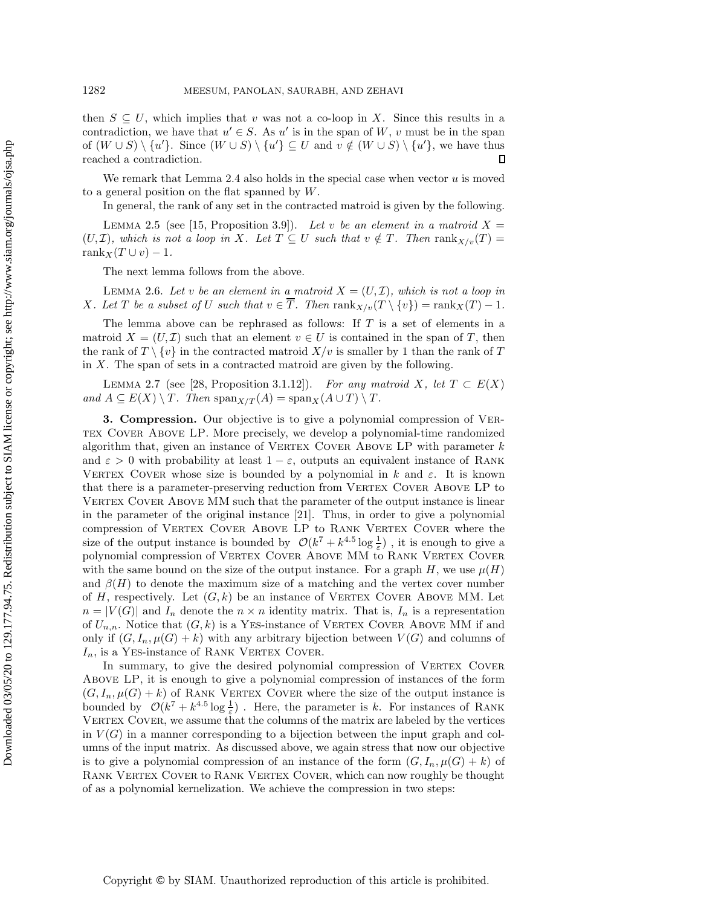then $S \subseteq U$, which implies that $v$ was not a co-loop in $X$. Since this results in a contradiction, we have that $u' \in S$. As $u'$ is in the span of $W$, $v$ must be in the span of $(W \cup S) \setminus \{u'\}$. Since $(W \cup S) \setminus \{u'\} \subseteq U$ and $v \notin (W \cup S) \setminus \{u'\}$, we have thus reached a contradiction. ∎

We remark that Lemma 2.4 also holds in the special case when vector $u$ is moved to a general position on the flat spanned by $W$.

In general, the rank of any set in the contracted matroid is given by the following.

Lemma 2.5 (see [15, Proposition 3.9]). *Let $v$ be an element in a matroid $X = (U, \mathcal{I})$, which is not a loop in $X$. Let $T \subseteq U$ such that $v \notin T$. Then $\text{rank}_{X/v}(T) = \text{rank}_X(T \cup v) - 1$.*

The next lemma follows from the above.

Lemma 2.6. *Let $v$ be an element in a matroid $X = (U, \mathcal{I})$, which is not a loop in $X$. Let $T$ be a subset of $U$ such that $v \in \overline{T}$. Then $\text{rank}_{X/v}(T \setminus \{v\}) = \text{rank}_X(T) - 1$.*

The lemma above can be rephrased as follows: If $T$ is a set of elements in a matroid $X = (U, \mathcal{I})$ such that an element $v \in U$ is contained in the span of $T$, then the rank of $T \setminus \{v\}$ in the contracted matroid $X/v$ is smaller by 1 than the rank of $T$ in $X$. The span of sets in a contracted matroid are given by the following.

Lemma 2.7 (see [28, Proposition 3.1.12]). *For any matroid $X$, let $T \subset E(X)$ and $A \subseteq E(X) \setminus T$. Then $\text{span}_{X/T}(A) = \text{span}_X(A \cup T) \setminus T$.*

## 3. Compression.

Our objective is to give a polynomial compression of Vertex Cover Above LP. More precisely, we develop a polynomial-time randomized algorithm that, given an instance of Vertex Cover Above LP with parameter $k$ and $\varepsilon > 0$ with probability at least $1 - \varepsilon$, outputs an equivalent instance of Rank Vertex Cover whose size is bounded by a polynomial in $k$ and $\varepsilon$. It is known that there is a parameter-preserving reduction from Vertex Cover Above LP to Vertex Cover Above MM such that the parameter of the output instance is linear in the parameter of the original instance [21]. Thus, in order to give a polynomial compression of Vertex Cover Above LP to Rank Vertex Cover where the size of the output instance is bounded by $\mathcal{O}(k^7 + k^{4.5} \log \frac{1}{\varepsilon})$, it is enough to give a polynomial compression of Vertex Cover Above MM to Rank Vertex Cover with the same bound on the size of the output instance. For a graph $H$, we use $\mu(H)$ and $\beta(H)$ to denote the maximum size of a matching and the vertex cover number of $H$, respectively. Let $(G, k)$ be an instance of Vertex Cover Above MM. Let $n = |V(G)|$ and $I_n$ denote the $n \times n$ identity matrix. That is, $I_n$ is a representation of $U_{n,n}$. Notice that $(G, k)$ is a Yes-instance of Vertex Cover Above MM if and only if $(G, I_n, \mu(G) + k)$ with any arbitrary bijection between $V(G)$ and columns of $I_n$, is a Yes-instance of Rank Vertex Cover.

In summary, to give the desired polynomial compression of Vertex Cover Above LP, it is enough to give a polynomial compression of instances of the form $(G, I_n, \mu(G) + k)$ of Rank Vertex Cover where the size of the output instance is bounded by $\mathcal{O}(k^7 + k^{4.5} \log \frac{1}{\varepsilon})$. Here, the parameter is $k$. For instances of Rank Vertex Cover, we assume that the columns of the matrix are labeled by the vertices in $V(G)$ in a manner corresponding to a bijection between the input graph and columns of the input matrix. As discussed above, we again stress that now our objective is to give a polynomial compression of an instance of the form $(G, I_n, \mu(G) + k)$ of Rank Vertex Cover to Rank Vertex Cover, which can now roughly be thought of as a polynomial kernelization. We achieve the compression in two steps: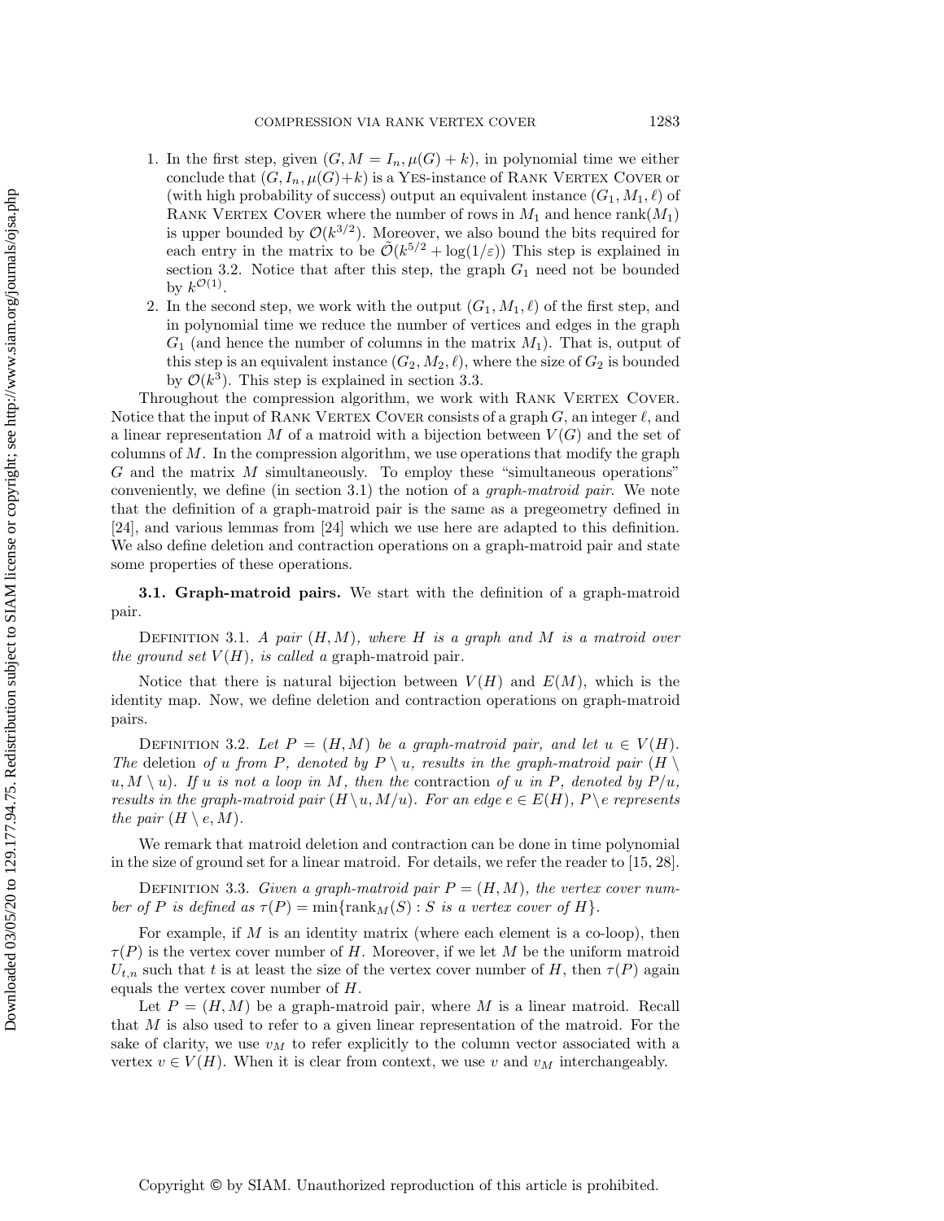1. In the first step, given $(G, M = I_n, \mu(G) + k)$, in polynomial time we either conclude that $(G, I_n, \mu(G)+k)$ is a Yes-instance of Rank Vertex Cover or (with high probability of success) output an equivalent instance $(G_1, M_1, \ell)$ of Rank Vertex Cover where the number of rows in $M_1$ and hence $\text{rank}(M_1)$ is upper bounded by $\mathcal{O}(k^{3/2})$. Moreover, we also bound the bits required for each entry in the matrix to be $\tilde{\mathcal{O}}(k^{5/2} + \log(1/\varepsilon))$ This step is explained in section 3.2. Notice that after this step, the graph $G_1$ need not be bounded by $k^{\mathcal{O}(1)}$.
2. In the second step, we work with the output $(G_1, M_1, \ell)$ of the first step, and in polynomial time we reduce the number of vertices and edges in the graph $G_1$ (and hence the number of columns in the matrix $M_1$). That is, output of this step is an equivalent instance $(G_2, M_2, \ell)$, where the size of $G_2$ is bounded by $\mathcal{O}(k^3)$. This step is explained in section 3.3.

Throughout the compression algorithm, we work with Rank Vertex Cover. Notice that the input of Rank Vertex Cover consists of a graph $G$, an integer $\ell$, and a linear representation $M$ of a matroid with a bijection between $V(G)$ and the set of columns of $M$. In the compression algorithm, we use operations that modify the graph $G$ and the matrix $M$ simultaneously. To employ these "simultaneous operations" conveniently, we define (in section 3.1) the notion of a *graph-matroid pair*. We note that the definition of a graph-matroid pair is the same as a pregeometry defined in [24], and various lemmas from [24] which we use here are adapted to this definition. We also define deletion and contraction operations on a graph-matroid pair and state some properties of these operations.

### 3.1. Graph-matroid pairs.

We start with the definition of a graph-matroid pair.

Definition 3.1. *A pair $(H, M)$, where $H$ is a graph and $M$ is a matroid over the ground set $V(H)$, is called a* graph-matroid pair.

Notice that there is natural bijection between $V(H)$ and $E(M)$, which is the identity map. Now, we define deletion and contraction operations on graph-matroid pairs.

Definition 3.2. *Let $P = (H, M)$ be a graph-matroid pair, and let $u \in V(H)$. The* deletion *of $u$ from $P$, denoted by $P \setminus u$, results in the graph-matroid pair $(H \setminus u, M \setminus u)$. If $u$ is not a loop in $M$, then the* contraction *of $u$ in $P$, denoted by $P/u$, results in the graph-matroid pair $(H \setminus u, M/u)$. For an edge $e \in E(H)$, $P \setminus e$ represents the pair $(H \setminus e, M)$.*

We remark that matroid deletion and contraction can be done in time polynomial in the size of ground set for a linear matroid. For details, we refer the reader to [15, 28].

Definition 3.3. *Given a graph-matroid pair $P = (H, M)$, the vertex cover number of $P$ is defined as $\tau(P) = \min\{\text{rank}_M(S) : S$ is a vertex cover of $H\}$.*

For example, if $M$ is an identity matrix (where each element is a co-loop), then $\tau(P)$ is the vertex cover number of $H$. Moreover, if we let $M$ be the uniform matroid $U_{t,n}$ such that $t$ is at least the size of the vertex cover number of $H$, then $\tau(P)$ again equals the vertex cover number of $H$.

Let $P = (H, M)$ be a graph-matroid pair, where $M$ is a linear matroid. Recall that $M$ is also used to refer to a given linear representation of the matroid. For the sake of clarity, we use $v_M$ to refer explicitly to the column vector associated with a vertex $v \in V(H)$. When it is clear from context, we use $v$ and $v_M$ interchangeably.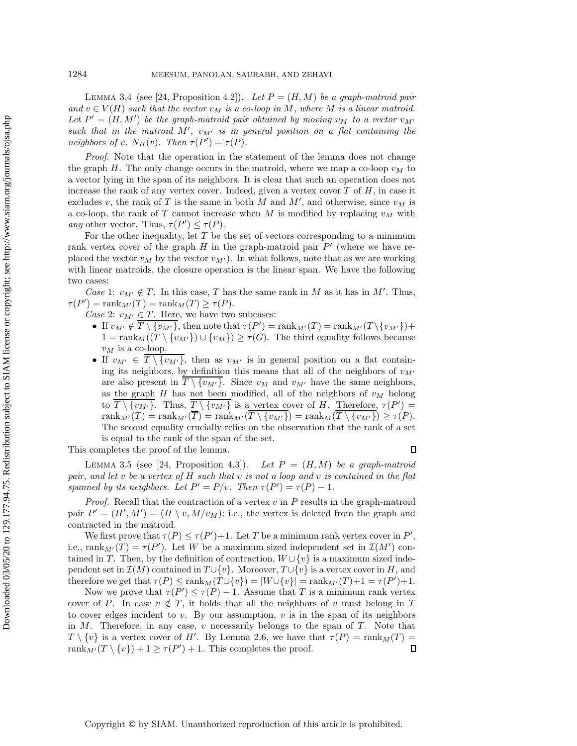LEMMA 3.4 (see [24, Proposition 4.2]). *Let $P = (H, M)$ be a graph-matroid pair and $v \in V(H)$ such that the vector $v_M$ is a co-loop in $M$, where $M$ is a linear matroid. Let $P' = (H, M')$ be the graph-matroid pair obtained by moving $v_M$ to a vector $v_{M'}$ such that in the matroid $M'$, $v_{M'}$ is in general position on a flat containing the neighbors of $v$, $N_H(v)$. Then $\tau(P') = \tau(P)$.*

*Proof.* Note that the operation in the statement of the lemma does not change the graph $H$. The only change occurs in the matroid, where we map a co-loop $v_M$ to a vector lying in the span of its neighbors. It is clear that such an operation does not increase the rank of any vertex cover. Indeed, given a vertex cover $T$ of $H$, in case it excludes $v$, the rank of $T$ is the same in both $M$ and $M'$, and otherwise, since $v_M$ is a co-loop, the rank of $T$ cannot increase when $M$ is modified by replacing $v_M$ with *any* other vector. Thus, $\tau(P') \leq \tau(P)$.

For the other inequality, let $T$ be the set of vectors corresponding to a minimum rank vertex cover of the graph $H$ in the graph-matroid pair $P'$ (where we have replaced the vector $v_M$ by the vector $v_{M'}$). In what follows, note that as we are working with linear matroids, the closure operation is the linear span. We have the following two cases:

*Case* 1: $v_{M'} \notin T$. In this case, $T$ has the same rank in $M$ as it has in $M'$. Thus, $\tau(P') = \mathrm{rank}_{M'}(T) = \mathrm{rank}_M(T) \geq \tau(P)$.

*Case* 2: $v_{M'} \in T$. Here, we have two subcases:

- If $v_{M'} \notin \overline{T \setminus \{v_{M'}\}}$, then note that $\tau(P') = \mathrm{rank}_{M'}(T) = \mathrm{rank}_{M'}(T \setminus \{v_{M'}\}) + 1 = \mathrm{rank}_M((T \setminus \{v_{M'}\}) \cup \{v_M\}) \geq \tau(G)$. The third equality follows because $v_M$ is a co-loop.
- If $v_{M'} \in \overline{T \setminus \{v_{M'}\}}$, then as $v_{M'}$ is in general position on a flat containing its neighbors, by definition this means that all of the neighbors of $v_{M'}$ are also present in $\overline{T \setminus \{v_{M'}\}}$. Since $v_M$ and $v_{M'}$ have the same neighbors, as the graph $H$ has not been modified, all of the neighbors of $v_M$ belong to $\overline{T \setminus \{v_{M'}\}}$. Thus, $\overline{T \setminus \{v_{M'}\}}$ is a vertex cover of $H$. Therefore, $\tau(P') = \mathrm{rank}_{M'}(T) = \mathrm{rank}_{M'}(\overline{T}) = \mathrm{rank}_{M'}(\overline{T \setminus \{v_{M'}\}}) = \mathrm{rank}_M(\overline{T \setminus \{v_{M'}\}}) \geq \tau(P)$. The second equality crucially relies on the observation that the rank of a set is equal to the rank of the span of the set.

This completes the proof of the lemma. $\square$

LEMMA 3.5 (see [24, Proposition 4.3]). *Let $P = (H, M)$ be a graph-matroid pair, and let $v$ be a vertex of $H$ such that $v$ is not a loop and $v$ is contained in the flat spanned by its neighbors. Let $P' = P/v$. Then $\tau(P') = \tau(P) - 1$.*

*Proof.* Recall that the contraction of a vertex $v$ in $P$ results in the graph-matroid pair $P' = (H', M') = (H \setminus v, M/v_M)$; i.e., the vertex is deleted from the graph and contracted in the matroid.

We first prove that $\tau(P) \leq \tau(P') + 1$. Let $T$ be a minimum rank vertex cover in $P'$, i.e., $\mathrm{rank}_{M'}(T) = \tau(P')$. Let $W$ be a maximum sized independent set in $\mathcal{I}(M')$ contained in $T$. Then, by the definition of contraction, $W \cup \{v\}$ is a maximum sized independent set in $\mathcal{I}(M)$ contained in $T \cup \{v\}$. Moreover, $T \cup \{v\}$ is a vertex cover in $H$, and therefore we get that $\tau(P) \leq \mathrm{rank}_M(T \cup \{v\}) = |W \cup \{v\}| = \mathrm{rank}_{M'}(T) + 1 = \tau(P') + 1$.

Now we prove that $\tau(P') \leq \tau(P) - 1$. Assume that $T$ is a minimum rank vertex cover of $P$. In case $v \notin T$, it holds that all the neighbors of $v$ must belong in $T$ to cover edges incident to $v$. By our assumption, $v$ is in the span of its neighbors in $M$. Therefore, in any case, $v$ necessarily belongs to the span of $T$. Note that $T \setminus \{v\}$ is a vertex cover of $H'$. By Lemma 2.6, we have that $\tau(P) = \mathrm{rank}_M(T) = \mathrm{rank}_{M'}(T \setminus \{v\}) + 1 \geq \tau(P') + 1$. This completes the proof. $\square$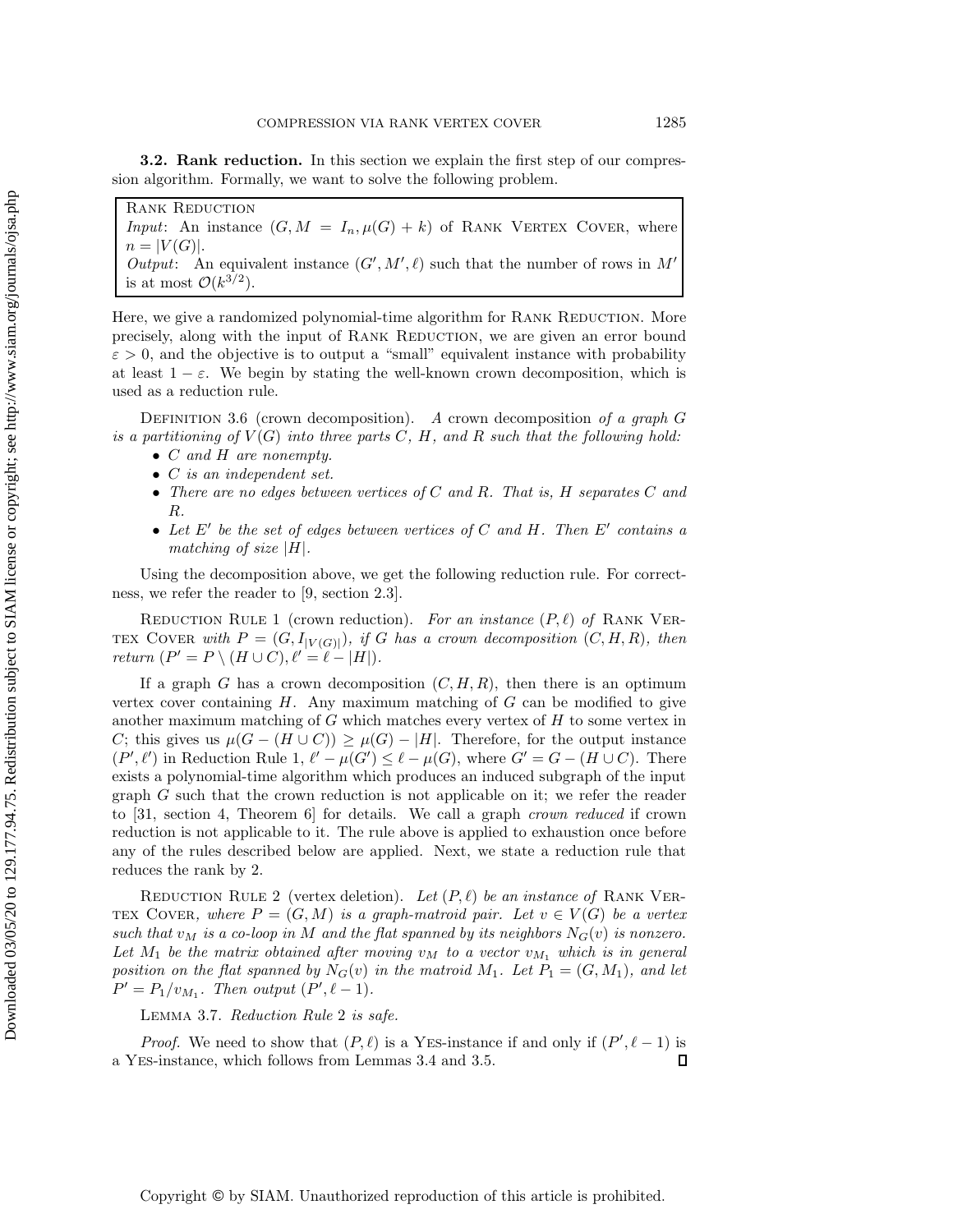**3.2. Rank reduction.** In this section we explain the first step of our compression algorithm. Formally, we want to solve the following problem.

> RANK REDUCTION
> *Input*: An instance $(G, M = I_n, \mu(G) + k)$ of RANK VERTEX COVER, where $n = |V(G)|$.
> *Output*: An equivalent instance $(G', M', \ell)$ such that the number of rows in $M'$ is at most $\mathcal{O}(k^{3/2})$.

Here, we give a randomized polynomial-time algorithm for RANK REDUCTION. More precisely, along with the input of RANK REDUCTION, we are given an error bound $\varepsilon > 0$, and the objective is to output a "small" equivalent instance with probability at least $1 - \varepsilon$. We begin by stating the well-known crown decomposition, which is used as a reduction rule.

DEFINITION 3.6 (crown decomposition). *A* crown decomposition *of a graph $G$ is a partitioning of $V(G)$ into three parts $C$, $H$, and $R$ such that the following hold:*

- *$C$ and $H$ are nonempty.*
- *$C$ is an independent set.*
- *There are no edges between vertices of $C$ and $R$. That is, $H$ separates $C$ and $R$.*
- *Let $E'$ be the set of edges between vertices of $C$ and $H$. Then $E'$ contains a matching of size $|H|$.*

Using the decomposition above, we get the following reduction rule. For correctness, we refer the reader to [9, section 2.3].

REDUCTION RULE 1 (crown reduction). *For an instance $(P, \ell)$ of* RANK VERTEX COVER *with $P = (G, I_{|V(G)|})$, if $G$ has a crown decomposition $(C, H, R)$, then return $(P' = P \setminus (H \cup C), \ell' = \ell - |H|)$.*

If a graph $G$ has a crown decomposition $(C, H, R)$, then there is an optimum vertex cover containing $H$. Any maximum matching of $G$ can be modified to give another maximum matching of $G$ which matches every vertex of $H$ to some vertex in $C$; this gives us $\mu(G - (H \cup C)) \geq \mu(G) - |H|$. Therefore, for the output instance $(P', \ell')$ in Reduction Rule 1, $\ell' - \mu(G') \leq \ell - \mu(G)$, where $G' = G - (H \cup C)$. There exists a polynomial-time algorithm which produces an induced subgraph of the input graph $G$ such that the crown reduction is not applicable on it; we refer the reader to [31, section 4, Theorem 6] for details. We call a graph *crown reduced* if crown reduction is not applicable to it. The rule above is applied to exhaustion once before any of the rules described below are applied. Next, we state a reduction rule that reduces the rank by 2.

REDUCTION RULE 2 (vertex deletion). *Let $(P, \ell)$ be an instance of* RANK VERTEX COVER*, where $P = (G, M)$ is a graph-matroid pair. Let $v \in V(G)$ be a vertex such that $v_M$ is a co-loop in $M$ and the flat spanned by its neighbors $N_G(v)$ is nonzero. Let $M_1$ be the matrix obtained after moving $v_M$ to a vector $v_{M_1}$ which is in general position on the flat spanned by $N_G(v)$ in the matroid $M_1$. Let $P_1 = (G, M_1)$, and let $P' = P_1/v_{M_1}$. Then output $(P', \ell - 1)$.*

LEMMA 3.7. *Reduction Rule 2 is safe.*

*Proof.* We need to show that $(P, \ell)$ is a YES-instance if and only if $(P', \ell - 1)$ is a YES-instance, which follows from Lemmas 3.4 and 3.5. ∎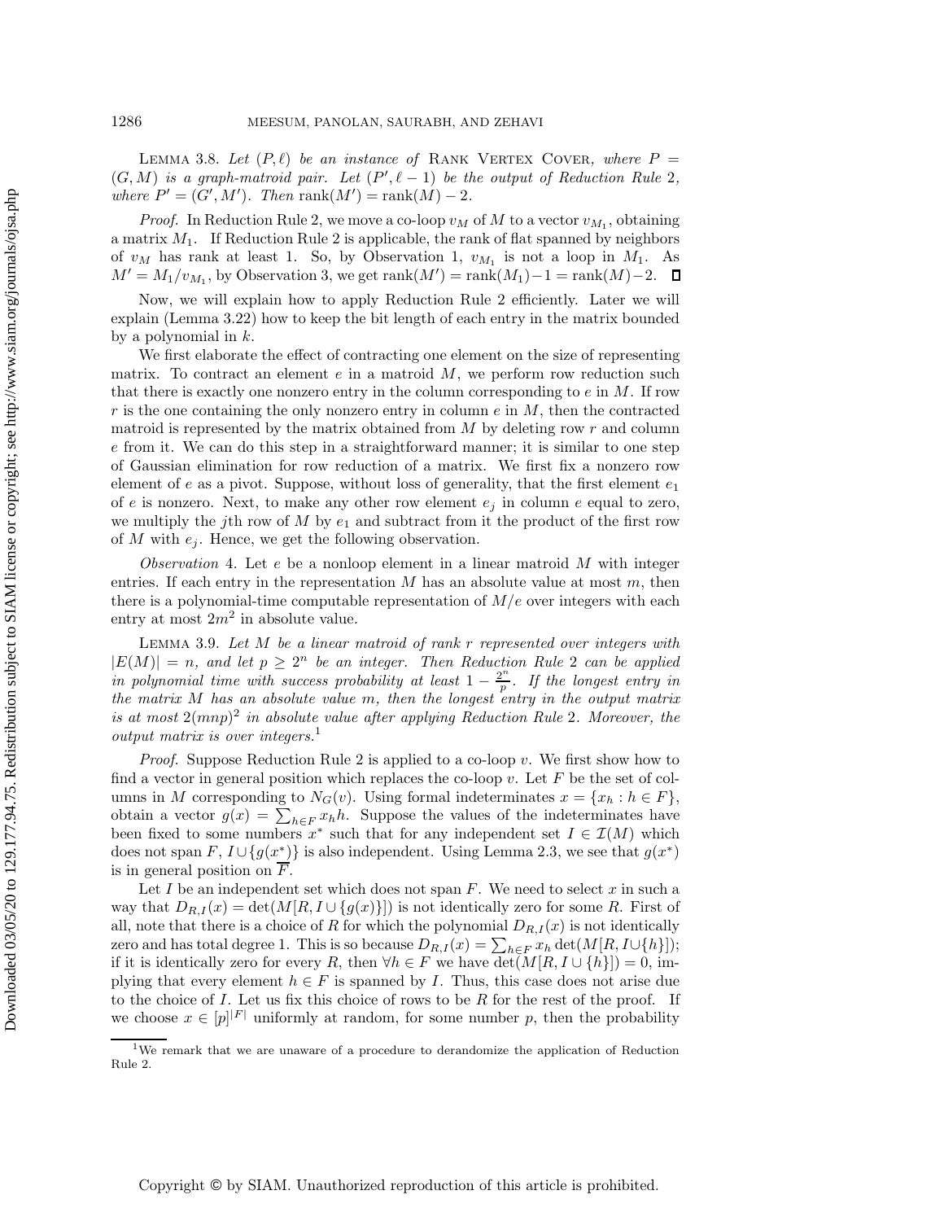Lemma 3.8. *Let $(P, \ell)$ be an instance of* Rank Vertex Cover*, where $P = (G, M)$ is a graph-matroid pair. Let $(P', \ell - 1)$ be the output of Reduction Rule 2, where $P' = (G', M')$. Then $\text{rank}(M') = \text{rank}(M) - 2$.*

*Proof.* In Reduction Rule 2, we move a co-loop $v_M$ of $M$ to a vector $v_{M_1}$, obtaining a matrix $M_1$. If Reduction Rule 2 is applicable, the rank of flat spanned by neighbors of $v_M$ has rank at least 1. So, by Observation 1, $v_{M_1}$ is not a loop in $M_1$. As $M' = M_1/v_{M_1}$, by Observation 3, we get $\text{rank}(M') = \text{rank}(M_1) - 1 = \text{rank}(M) - 2$. ∎

Now, we will explain how to apply Reduction Rule 2 efficiently. Later we will explain (Lemma 3.22) how to keep the bit length of each entry in the matrix bounded by a polynomial in $k$.

We first elaborate the effect of contracting one element on the size of representing matrix. To contract an element $e$ in a matroid $M$, we perform row reduction such that there is exactly one nonzero entry in the column corresponding to $e$ in $M$. If row $r$ is the one containing the only nonzero entry in column $e$ in $M$, then the contracted matroid is represented by the matrix obtained from $M$ by deleting row $r$ and column $e$ from it. We can do this step in a straightforward manner; it is similar to one step of Gaussian elimination for row reduction of a matrix. We first fix a nonzero row element of $e$ as a pivot. Suppose, without loss of generality, that the first element $e_1$ of $e$ is nonzero. Next, to make any other row element $e_j$ in column $e$ equal to zero, we multiply the $j$th row of $M$ by $e_1$ and subtract from it the product of the first row of $M$ with $e_j$. Hence, we get the following observation.

*Observation* 4. Let $e$ be a nonloop element in a linear matroid $M$ with integer entries. If each entry in the representation $M$ has an absolute value at most $m$, then there is a polynomial-time computable representation of $M/e$ over integers with each entry at most $2m^2$ in absolute value.

Lemma 3.9. *Let $M$ be a linear matroid of rank $r$ represented over integers with $|E(M)| = n$, and let $p \geq 2^n$ be an integer. Then Reduction Rule 2 can be applied in polynomial time with success probability at least $1 - \frac{2^n}{p}$. If the longest entry in the matrix $M$ has an absolute value $m$, then the longest entry in the output matrix is at most $2(mnp)^2$ in absolute value after applying Reduction Rule 2. Moreover, the output matrix is over integers.*[1]

*Proof.* Suppose Reduction Rule 2 is applied to a co-loop $v$. We first show how to find a vector in general position which replaces the co-loop $v$. Let $F$ be the set of columns in $M$ corresponding to $N_G(v)$. Using formal indeterminates $x = \{x_h : h \in F\}$, obtain a vector $g(x) = \sum_{h \in F} x_h h$. Suppose the values of the indeterminates have been fixed to some numbers $x^*$ such that for any independent set $I \in \mathcal{I}(M)$ which does not span $F$, $I \cup \{g(x^*)\}$ is also independent. Using Lemma 2.3, we see that $g(x^*)$ is in general position on $\overline{F}$.

Let $I$ be an independent set which does not span $F$. We need to select $x$ in such a way that $D_{R,I}(x) = \det(M[R, I \cup \{g(x)\}])$ is not identically zero for some $R$. First of all, note that there is a choice of $R$ for which the polynomial $D_{R,I}(x)$ is not identically zero and has total degree 1. This is so because $D_{R,I}(x) = \sum_{h \in F} x_h \det(M[R, I \cup \{h\}])$; if it is identically zero for every $R$, then $\forall h \in F$ we have $\det(M[R, I \cup \{h\}]) = 0$, implying that every element $h \in F$ is spanned by $I$. Thus, this case does not arise due to the choice of $I$. Let us fix this choice of rows to be $R$ for the rest of the proof. If we choose $x \in [p]^{|F|}$ uniformly at random, for some number $p$, then the probability

[1] We remark that we are unaware of a procedure to derandomize the application of Reduction Rule 2.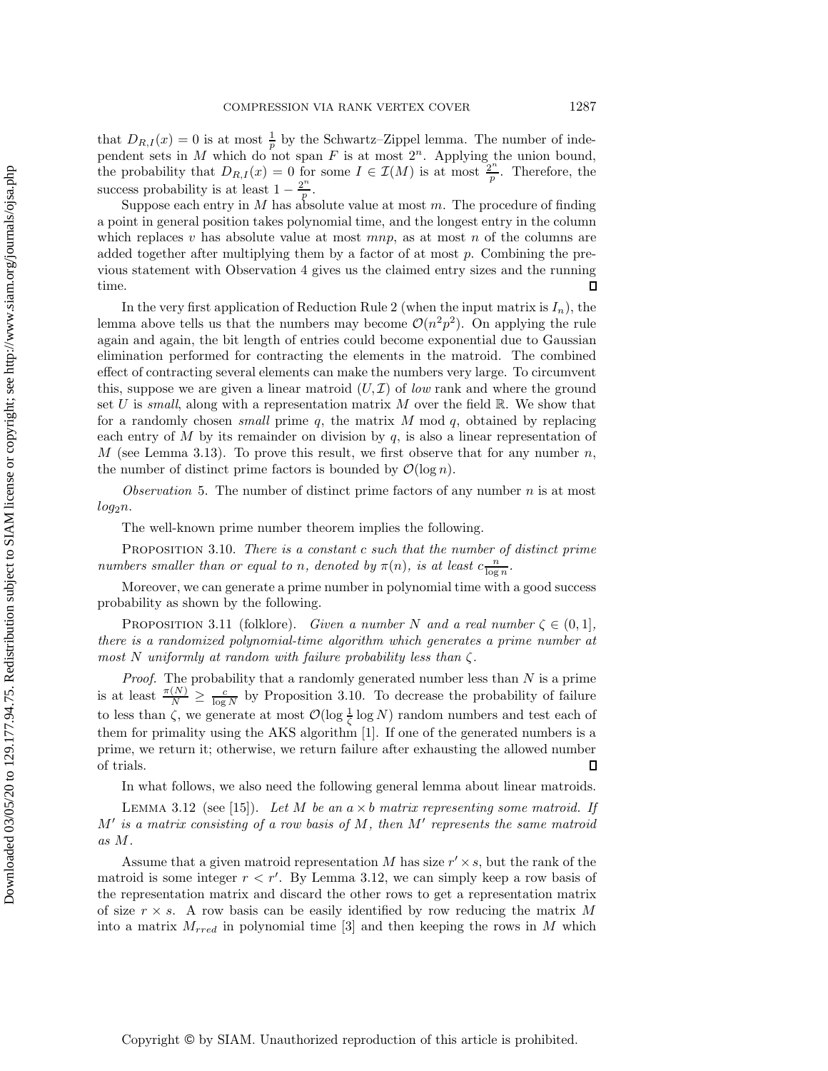that $D_{R,I}(x) = 0$ is at most $\frac{1}{p}$ by the Schwartz–Zippel lemma. The number of independent sets in $M$ which do not span $F$ is at most $2^n$. Applying the union bound, the probability that $D_{R,I}(x) = 0$ for some $I \in \mathcal{I}(M)$ is at most $\frac{2^n}{p}$. Therefore, the success probability is at least $1 - \frac{2^n}{p}$.

Suppose each entry in $M$ has absolute value at most $m$. The procedure of finding a point in general position takes polynomial time, and the longest entry in the column which replaces $v$ has absolute value at most $mnp$, as at most $n$ of the columns are added together after multiplying them by a factor of at most $p$. Combining the previous statement with Observation 4 gives us the claimed entry sizes and the running time. ∎

In the very first application of Reduction Rule 2 (when the input matrix is $I_n$), the lemma above tells us that the numbers may become $\mathcal{O}(n^2p^2)$. On applying the rule again and again, the bit length of entries could become exponential due to Gaussian elimination performed for contracting the elements in the matroid. The combined effect of contracting several elements can make the numbers very large. To circumvent this, suppose we are given a linear matroid $(U, \mathcal{I})$ of *low* rank and where the ground set $U$ is *small*, along with a representation matrix $M$ over the field $\mathbb{R}$. We show that for a randomly chosen *small* prime $q$, the matrix $M$ mod $q$, obtained by replacing each entry of $M$ by its remainder on division by $q$, is also a linear representation of $M$ (see Lemma 3.13). To prove this result, we first observe that for any number $n$, the number of distinct prime factors is bounded by $\mathcal{O}(\log n)$.

*Observation* 5. The number of distinct prime factors of any number $n$ is at most $log_2 n$.

The well-known prime number theorem implies the following.

Proposition 3.10. *There is a constant $c$ such that the number of distinct prime numbers smaller than or equal to $n$, denoted by $\pi(n)$, is at least $c\frac{n}{\log n}$.*

Moreover, we can generate a prime number in polynomial time with a good success probability as shown by the following.

Proposition 3.11 (folklore). *Given a number $N$ and a real number $\zeta \in (0, 1]$, there is a randomized polynomial-time algorithm which generates a prime number at most $N$ uniformly at random with failure probability less than $\zeta$.*

*Proof*. The probability that a randomly generated number less than $N$ is a prime is at least $\frac{\pi(N)}{N} \geq \frac{c}{\log N}$ by Proposition 3.10. To decrease the probability of failure to less than $\zeta$, we generate at most $\mathcal{O}(\log \frac{1}{\zeta} \log N)$ random numbers and test each of them for primality using the AKS algorithm [1]. If one of the generated numbers is a prime, we return it; otherwise, we return failure after exhausting the allowed number of trials. ∎

In what follows, we also need the following general lemma about linear matroids.

Lemma 3.12 (see [15]). *Let $M$ be an $a \times b$ matrix representing some matroid. If $M'$ is a matrix consisting of a row basis of $M$, then $M'$ represents the same matroid as $M$.*

Assume that a given matroid representation $M$ has size $r' \times s$, but the rank of the matroid is some integer $r < r'$. By Lemma 3.12, we can simply keep a row basis of the representation matrix and discard the other rows to get a representation matrix of size $r \times s$. A row basis can be easily identified by row reducing the matrix $M$ into a matrix $M_{rred}$ in polynomial time [3] and then keeping the rows in $M$ which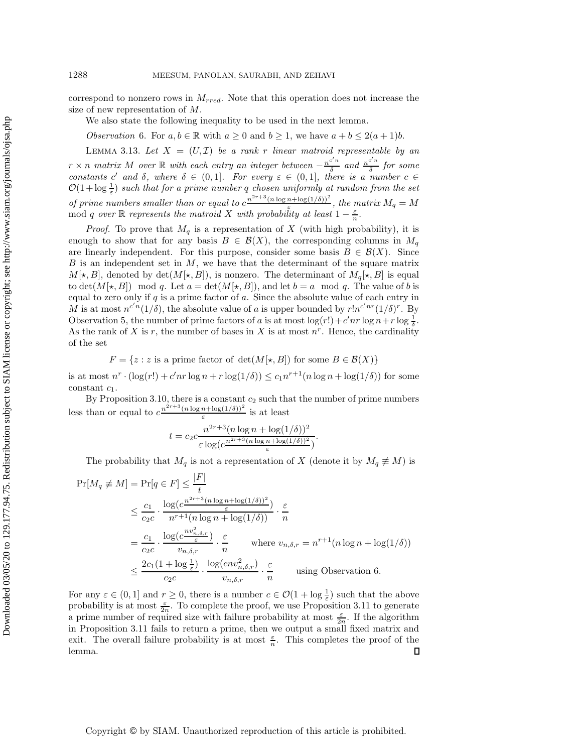correspond to nonzero rows in $M_{rred}$. Note that this operation does not increase the size of new representation of $M$.

We also state the following inequality to be used in the next lemma.

*Observation* 6. For $a, b \in \mathbb{R}$ with $a \geq 0$ and $b \geq 1$, we have $a + b \leq 2(a+1)b$.

Lemma 3.13. *Let $X = (U, \mathcal{I})$ be a rank $r$ linear matroid representable by an $r \times n$ matrix $M$ over $\mathbb{R}$ with each entry an integer between $-\frac{n^{c'n}}{\delta}$ and $\frac{n^{c'n}}{\delta}$ for some constants $c'$ and $\delta$, where $\delta \in (0, 1]$. For every $\varepsilon \in (0, 1]$, there is a number $c \in \mathcal{O}(1 + \log \frac{1}{\varepsilon})$ such that for a prime number $q$ chosen uniformly at random from the set of prime numbers smaller than or equal to $c\frac{n^{2r+3}(n \log n + \log(1/\delta))^2}{\varepsilon}$, the matrix $M_q = M \mod q$ over $\mathbb{R}$ represents the matroid $X$ with probability at least $1 - \frac{\varepsilon}{n}$.*

*Proof.* To prove that $M_q$ is a representation of $X$ (with high probability), it is enough to show that for any basis $B \in \mathcal{B}(X)$, the corresponding columns in $M_q$ are linearly independent. For this purpose, consider some basis $B \in \mathcal{B}(X)$. Since $B$ is an independent set in $M$, we have that the determinant of the square matrix $M[\star, B]$, denoted by $\det(M[\star, B])$, is nonzero. The determinant of $M_q[\star, B]$ is equal to $\det(M[\star, B]) \mod q$. Let $a = \det(M[\star, B])$, and let $b = a \mod q$. The value of $b$ is equal to zero only if $q$ is a prime factor of $a$. Since the absolute value of each entry in $M$ is at most $n^{c'n}(1/\delta)$, the absolute value of $a$ is upper bounded by $r! n^{c'nr}(1/\delta)^r$. By Observation 5, the number of prime factors of $a$ is at most $\log(r!) + c'nr \log n + r \log \frac{1}{\delta}$. As the rank of $X$ is $r$, the number of bases in $X$ is at most $n^r$. Hence, the cardinality of the set

$$F = \{z : z \text{ is a prime factor of } \det(M[\star, B]) \text{ for some } B \in \mathcal{B}(X)\}$$

is at most $n^r \cdot (\log(r!) + c'nr \log n + r \log(1/\delta)) \leq c_1 n^{r+1}(n \log n + \log(1/\delta))$ for some constant $c_1$.

By Proposition 3.10, there is a constant $c_2$ such that the number of prime numbers less than or equal to $c\frac{n^{2r+3}(n \log n + \log(1/\delta))^2}{\varepsilon}$ is at least

$$t = c_2 c \frac{n^{2r+3}(n \log n + \log(1/\delta))^2}{\varepsilon \log(c\frac{n^{2r+3}(n \log n + \log(1/\delta))^2}{\varepsilon})}.$$

The probability that $M_q$ is not a representation of $X$ (denote it by $M_q \not\equiv M$) is

$$\begin{aligned}
\Pr[M_q \not\equiv M] &= \Pr[q \in F] \leq \frac{|F|}{t} \\
&\leq \frac{c_1}{c_2 c} \cdot \frac{\log(c\frac{n^{2r+3}(n \log n + \log(1/\delta))^2}{\varepsilon})}{n^{r+1}(n \log n + \log(1/\delta))} \cdot \frac{\varepsilon}{n} \\
&= \frac{c_1}{c_2 c} \cdot \frac{\log(c\frac{n v_{n,\delta,r}^2}{\varepsilon})}{v_{n,\delta,r}} \cdot \frac{\varepsilon}{n} \qquad \text{where } v_{n,\delta,r} = n^{r+1}(n \log n + \log(1/\delta)) \\
&\leq \frac{2c_1(1 + \log \frac{1}{\varepsilon})}{c_2 c} \cdot \frac{\log(c n v_{n,\delta,r}^2)}{v_{n,\delta,r}} \cdot \frac{\varepsilon}{n} \qquad \text{using Observation 6.}
\end{aligned}$$

For any $\varepsilon \in (0, 1]$ and $r \geq 0$, there is a number $c \in \mathcal{O}(1 + \log \frac{1}{\varepsilon})$ such that the above probability is at most $\frac{\varepsilon}{2n}$. To complete the proof, we use Proposition 3.11 to generate a prime number of required size with failure probability at most $\frac{\varepsilon}{2n}$. If the algorithm in Proposition 3.11 fails to return a prime, then we output a small fixed matrix and exit. The overall failure probability is at most $\frac{\varepsilon}{n}$. This completes the proof of the lemma. $\square$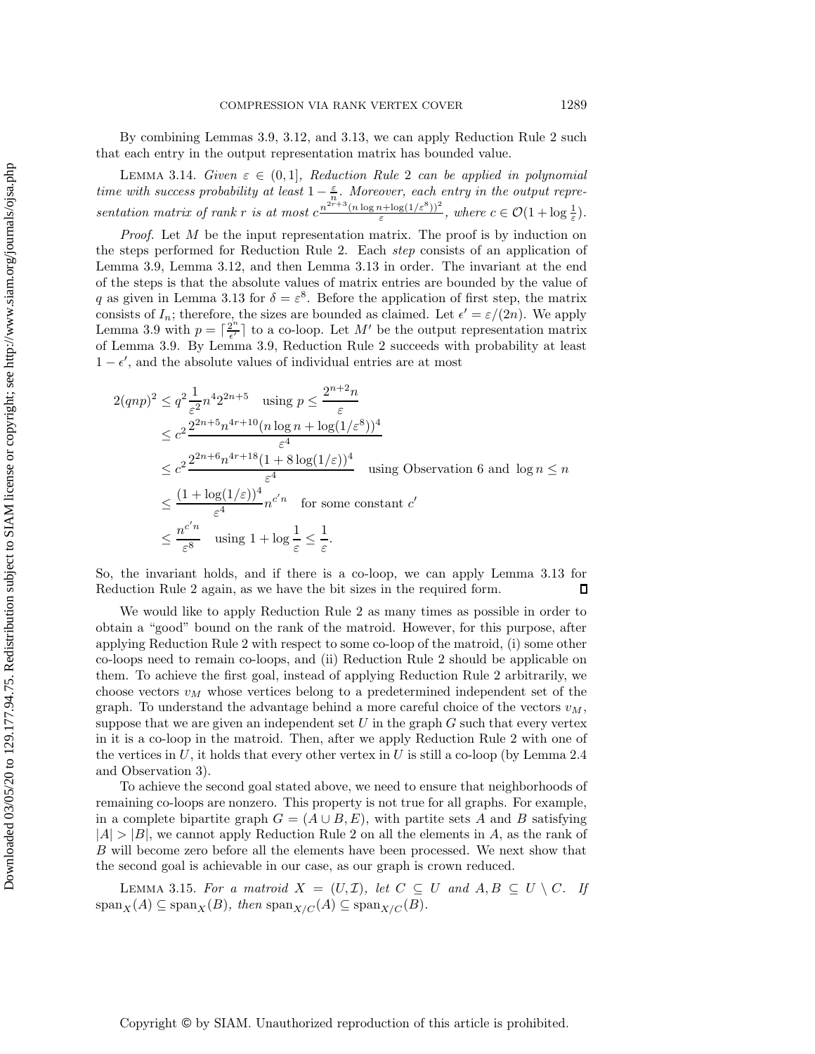By combining Lemmas 3.9, 3.12, and 3.13, we can apply Reduction Rule 2 such that each entry in the output representation matrix has bounded value.

LEMMA 3.14. *Given $\varepsilon \in (0,1]$, Reduction Rule 2 can be applied in polynomial time with success probability at least $1 - \frac{\varepsilon}{n}$. Moreover, each entry in the output representation matrix of rank $r$ is at most $c\frac{n^{2r+3}(n \log n + \log(1/\varepsilon^8))^2}{\varepsilon}$, where $c \in \mathcal{O}(1 + \log \frac{1}{\varepsilon})$.*

*Proof.* Let $M$ be the input representation matrix. The proof is by induction on the steps performed for Reduction Rule 2. Each *step* consists of an application of Lemma 3.9, Lemma 3.12, and then Lemma 3.13 in order. The invariant at the end of the steps is that the absolute values of matrix entries are bounded by the value of $q$ as given in Lemma 3.13 for $\delta = \varepsilon^8$. Before the application of first step, the matrix consists of $I_n$; therefore, the sizes are bounded as claimed. Let $\epsilon' = \varepsilon/(2n)$. We apply Lemma 3.9 with $p = \lceil \frac{2^n}{\epsilon'} \rceil$ to a co-loop. Let $M'$ be the output representation matrix of Lemma 3.9. By Lemma 3.9, Reduction Rule 2 succeeds with probability at least $1 - \epsilon'$, and the absolute values of individual entries are at most

$$
\begin{aligned}
2(qnp)^2 &\leq q^2 \frac{1}{\varepsilon^2} n^4 2^{2n+5} \quad \text{using } p \leq \frac{2^{n+2}n}{\varepsilon} \\
&\leq c^2 \frac{2^{2n+5} n^{4r+10} (n \log n + \log(1/\varepsilon^8))^4}{\varepsilon^4} \\
&\leq c^2 \frac{2^{2n+6} n^{4r+18} (1 + 8 \log(1/\varepsilon))^4}{\varepsilon^4} \quad \text{using Observation 6 and } \log n \leq n \\
&\leq \frac{(1 + \log(1/\varepsilon))^4}{\varepsilon^4} n^{c'n} \quad \text{for some constant } c' \\
&\leq \frac{n^{c'n}}{\varepsilon^8} \quad \text{using } 1 + \log \frac{1}{\varepsilon} \leq \frac{1}{\varepsilon}.
\end{aligned}
$$

So, the invariant holds, and if there is a co-loop, we can apply Lemma 3.13 for Reduction Rule 2 again, as we have the bit sizes in the required form. ∎

We would like to apply Reduction Rule 2 as many times as possible in order to obtain a "good" bound on the rank of the matroid. However, for this purpose, after applying Reduction Rule 2 with respect to some co-loop of the matroid, (i) some other co-loops need to remain co-loops, and (ii) Reduction Rule 2 should be applicable on them. To achieve the first goal, instead of applying Reduction Rule 2 arbitrarily, we choose vectors $v_M$ whose vertices belong to a predetermined independent set of the graph. To understand the advantage behind a more careful choice of the vectors $v_M$, suppose that we are given an independent set $U$ in the graph $G$ such that every vertex in it is a co-loop in the matroid. Then, after we apply Reduction Rule 2 with one of the vertices in $U$, it holds that every other vertex in $U$ is still a co-loop (by Lemma 2.4 and Observation 3).

To achieve the second goal stated above, we need to ensure that neighborhoods of remaining co-loops are nonzero. This property is not true for all graphs. For example, in a complete bipartite graph $G = (A \cup B, E)$, with partite sets $A$ and $B$ satisfying $|A| > |B|$, we cannot apply Reduction Rule 2 on all the elements in $A$, as the rank of $B$ will become zero before all the elements have been processed. We next show that the second goal is achievable in our case, as our graph is crown reduced.

LEMMA 3.15. *For a matroid $X = (U, \mathcal{I})$, let $C \subseteq U$ and $A, B \subseteq U \setminus C$. If $\text{span}_X(A) \subseteq \text{span}_X(B)$, then $\text{span}_{X/C}(A) \subseteq \text{span}_{X/C}(B)$.*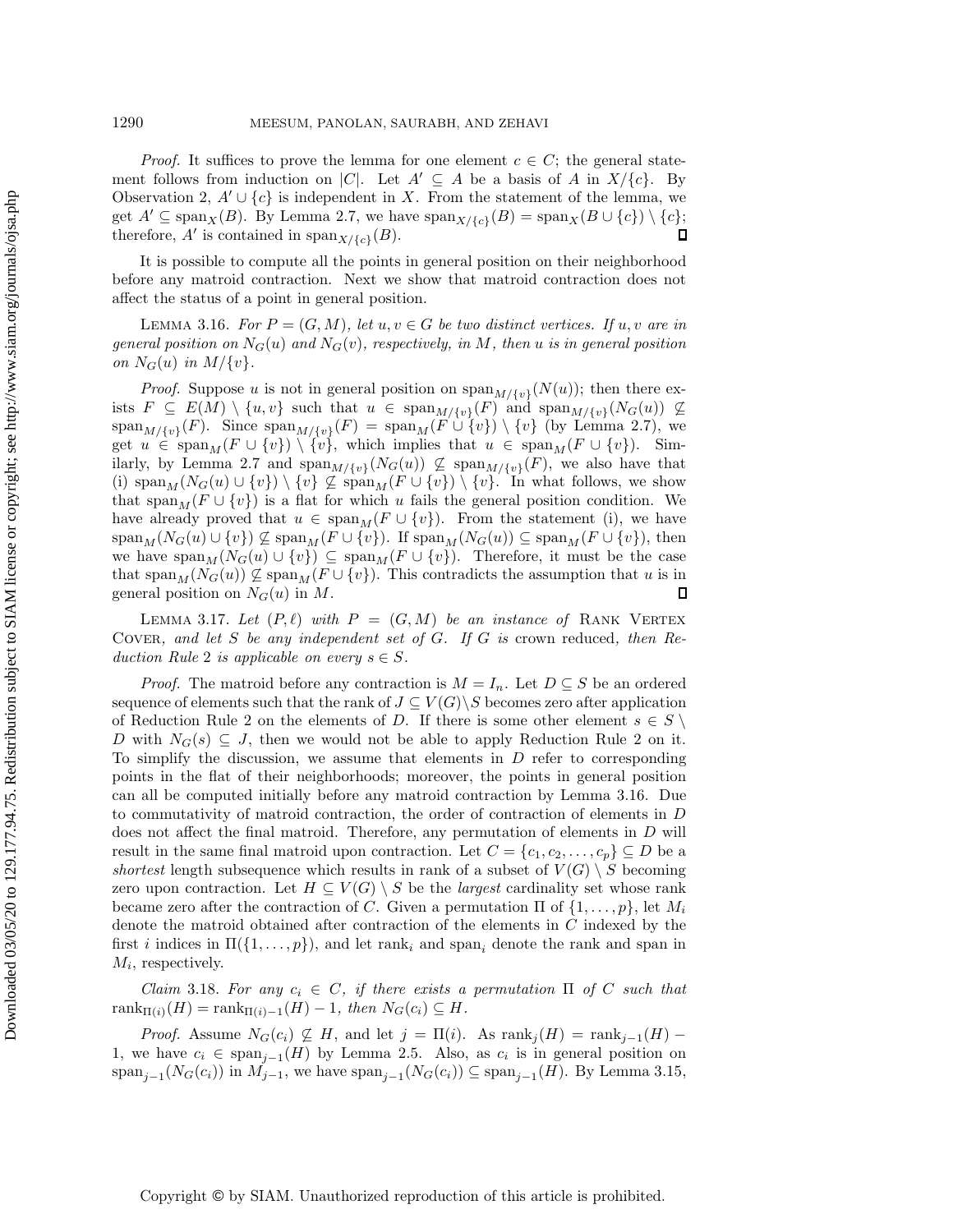*Proof.* It suffices to prove the lemma for one element $c \in C$; the general statement follows from induction on $|C|$. Let $A' \subseteq A$ be a basis of $A$ in $X/\{c\}$. By Observation 2, $A' \cup \{c\}$ is independent in $X$. From the statement of the lemma, we get $A' \subseteq \text{span}_X(B)$. By Lemma 2.7, we have $\text{span}_{X/\{c\}}(B) = \text{span}_X(B \cup \{c\}) \setminus \{c\}$; therefore, $A'$ is contained in $\text{span}_{X/\{c\}}(B)$. ∎

It is possible to compute all the points in general position on their neighborhood before any matroid contraction. Next we show that matroid contraction does not affect the status of a point in general position.

LEMMA 3.16. *For $P = (G, M)$, let $u, v \in G$ be two distinct vertices. If $u, v$ are in general position on $N_G(u)$ and $N_G(v)$, respectively, in $M$, then $u$ is in general position on $N_G(u)$ in $M/\{v\}$.*

*Proof.* Suppose $u$ is not in general position on $\text{span}_{M/\{v\}}(N(u))$; then there exists $F \subseteq E(M) \setminus \{u, v\}$ such that $u \in \text{span}_{M/\{v\}}(F)$ and $\text{span}_{M/\{v\}}(N_G(u)) \not\subseteq \text{span}_{M/\{v\}}(F)$. Since $\text{span}_{M/\{v\}}(F) = \text{span}_M(F \cup \{v\}) \setminus \{v\}$ (by Lemma 2.7), we get $u \in \text{span}_M(F \cup \{v\}) \setminus \{v\}$, which implies that $u \in \text{span}_M(F \cup \{v\})$. Similarly, by Lemma 2.7 and $\text{span}_{M/\{v\}}(N_G(u)) \not\subseteq \text{span}_{M/\{v\}}(F)$, we also have that (i) $\text{span}_M(N_G(u) \cup \{v\}) \setminus \{v\} \not\subseteq \text{span}_M(F \cup \{v\}) \setminus \{v\}$. In what follows, we show that $\text{span}_M(F \cup \{v\})$ is a flat for which $u$ fails the general position condition. We have already proved that $u \in \text{span}_M(F \cup \{v\})$. From the statement (i), we have $\text{span}_M(N_G(u) \cup \{v\}) \not\subseteq \text{span}_M(F \cup \{v\})$. If $\text{span}_M(N_G(u)) \subseteq \text{span}_M(F \cup \{v\})$, then we have $\text{span}_M(N_G(u) \cup \{v\}) \subseteq \text{span}_M(F \cup \{v\})$. Therefore, it must be the case that $\text{span}_M(N_G(u)) \not\subseteq \text{span}_M(F \cup \{v\})$. This contradicts the assumption that $u$ is in general position on $N_G(u)$ in $M$. ∎

LEMMA 3.17. *Let $(P, \ell)$ with $P = (G, M)$ be an instance of* RANK VERTEX COVER*, and let $S$ be any independent set of $G$. If $G$ is* crown reduced*, then Reduction Rule 2 is applicable on every $s \in S$.*

*Proof.* The matroid before any contraction is $M = I_n$. Let $D \subseteq S$ be an ordered sequence of elements such that the rank of $J \subseteq V(G) \setminus S$ becomes zero after application of Reduction Rule 2 on the elements of $D$. If there is some other element $s \in S \setminus D$ with $N_G(s) \subseteq J$, then we would not be able to apply Reduction Rule 2 on it. To simplify the discussion, we assume that elements in $D$ refer to corresponding points in the flat of their neighborhoods; moreover, the points in general position can all be computed initially before any matroid contraction by Lemma 3.16. Due to commutativity of matroid contraction, the order of contraction of elements in $D$ does not affect the final matroid. Therefore, any permutation of elements in $D$ will result in the same final matroid upon contraction. Let $C = \{c_1, c_2, \ldots, c_p\} \subseteq D$ be a *shortest* length subsequence which results in rank of a subset of $V(G) \setminus S$ becoming zero upon contraction. Let $H \subseteq V(G) \setminus S$ be the *largest* cardinality set whose rank became zero after the contraction of $C$. Given a permutation $\Pi$ of $\{1, \ldots, p\}$, let $M_i$ denote the matroid obtained after contraction of the elements in $C$ indexed by the first $i$ indices in $\Pi(\{1, \ldots, p\})$, and let $\text{rank}_i$ and $\text{span}_i$ denote the rank and span in $M_i$, respectively.

*Claim* 3.18. *For any $c_i \in C$, if there exists a permutation $\Pi$ of $C$ such that $\text{rank}_{\Pi(i)}(H) = \text{rank}_{\Pi(i)-1}(H) - 1$, then $N_G(c_i) \subseteq H$.*

*Proof.* Assume $N_G(c_i) \not\subseteq H$, and let $j = \Pi(i)$. As $\text{rank}_j(H) = \text{rank}_{j-1}(H) - 1$, we have $c_i \in \text{span}_{j-1}(H)$ by Lemma 2.5. Also, as $c_i$ is in general position on $\text{span}_{j-1}(N_G(c_i))$ in $M_{j-1}$, we have $\text{span}_{j-1}(N_G(c_i)) \subseteq \text{span}_{j-1}(H)$. By Lemma 3.15,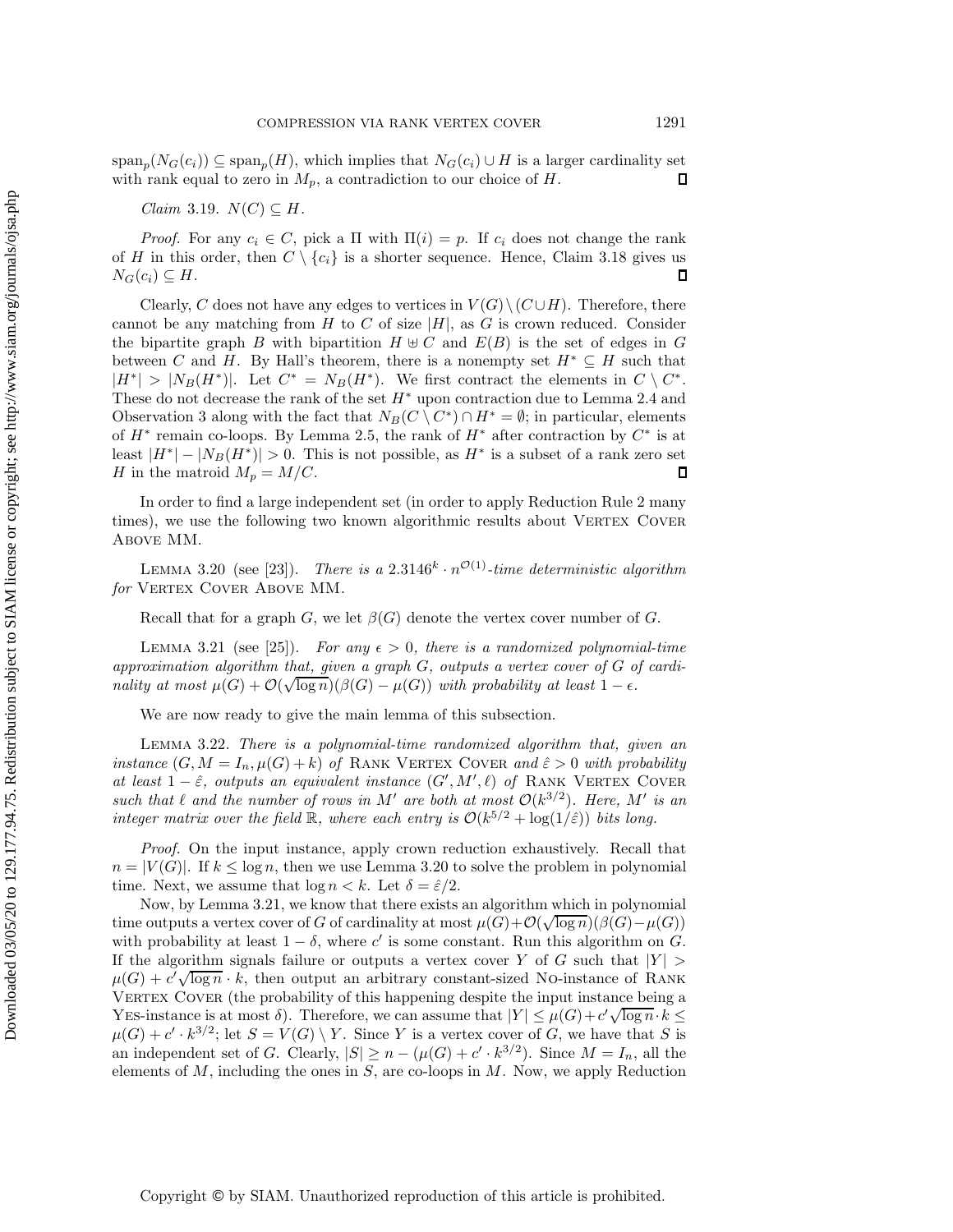$\text{span}_p(N_G(c_i)) \subseteq \text{span}_p(H)$, which implies that $N_G(c_i) \cup H$ is a larger cardinality set with rank equal to zero in $M_p$, a contradiction to our choice of $H$. ◻

*Claim* 3.19. $N(C) \subseteq H$.

*Proof.* For any $c_i \in C$, pick a $\Pi$ with $\Pi(i) = p$. If $c_i$ does not change the rank of $H$ in this order, then $C \setminus \{c_i\}$ is a shorter sequence. Hence, Claim 3.18 gives us $N_G(c_i) \subseteq H$. ◻

Clearly, $C$ does not have any edges to vertices in $V(G) \setminus (C \cup H)$. Therefore, there cannot be any matching from $H$ to $C$ of size $|H|$, as $G$ is crown reduced. Consider the bipartite graph $B$ with bipartition $H \uplus C$ and $E(B)$ is the set of edges in $G$ between $C$ and $H$. By Hall's theorem, there is a nonempty set $H^* \subseteq H$ such that $|H^*| > |N_B(H^*)|$. Let $C^* = N_B(H^*)$. We first contract the elements in $C \setminus C^*$. These do not decrease the rank of the set $H^*$ upon contraction due to Lemma 2.4 and Observation 3 along with the fact that $N_B(C \setminus C^*) \cap H^* = \emptyset$; in particular, elements of $H^*$ remain co-loops. By Lemma 2.5, the rank of $H^*$ after contraction by $C^*$ is at least $|H^*| - |N_B(H^*)| > 0$. This is not possible, as $H^*$ is a subset of a rank zero set $H$ in the matroid $M_p = M/C$. ◻

In order to find a large independent set (in order to apply Reduction Rule 2 many times), we use the following two known algorithmic results about Vertex Cover Above MM.

Lemma 3.20 (see [23]). *There is a $2.3146^k \cdot n^{\mathcal{O}(1)}$-time deterministic algorithm for* Vertex Cover Above MM.

Recall that for a graph $G$, we let $\beta(G)$ denote the vertex cover number of $G$.

Lemma 3.21 (see [25]). *For any $\epsilon > 0$, there is a randomized polynomial-time approximation algorithm that, given a graph $G$, outputs a vertex cover of $G$ of cardinality at most $\mu(G) + \mathcal{O}(\sqrt{\log n})(\beta(G) - \mu(G))$ with probability at least $1 - \epsilon$.*

We are now ready to give the main lemma of this subsection.

Lemma 3.22. *There is a polynomial-time randomized algorithm that, given an instance $(G, M = I_n, \mu(G) + k)$ of* Rank Vertex Cover *and $\hat{\varepsilon} > 0$ with probability at least $1 - \hat{\varepsilon}$, outputs an equivalent instance $(G', M', \ell)$ of* Rank Vertex Cover *such that $\ell$ and the number of rows in $M'$ are both at most $\mathcal{O}(k^{3/2})$. Here, $M'$ is an integer matrix over the field $\mathbb{R}$, where each entry is $\mathcal{O}(k^{5/2} + \log(1/\hat{\varepsilon}))$ bits long.*

*Proof.* On the input instance, apply crown reduction exhaustively. Recall that $n = |V(G)|$. If $k \leq \log n$, then we use Lemma 3.20 to solve the problem in polynomial time. Next, we assume that $\log n < k$. Let $\delta = \hat{\varepsilon}/2$.

Now, by Lemma 3.21, we know that there exists an algorithm which in polynomial time outputs a vertex cover of $G$ of cardinality at most $\mu(G) + \mathcal{O}(\sqrt{\log n})(\beta(G) - \mu(G))$ with probability at least $1 - \delta$, where $c'$ is some constant. Run this algorithm on $G$. If the algorithm signals failure or outputs a vertex cover $Y$ of $G$ such that $|Y| > \mu(G) + c'\sqrt{\log n} \cdot k$, then output an arbitrary constant-sized No-instance of Rank Vertex Cover (the probability of this happening despite the input instance being a Yes-instance is at most $\delta$). Therefore, we can assume that $|Y| \leq \mu(G) + c'\sqrt{\log n} \cdot k \leq \mu(G) + c' \cdot k^{3/2}$; let $S = V(G) \setminus Y$. Since $Y$ is a vertex cover of $G$, we have that $S$ is an independent set of $G$. Clearly, $|S| \geq n - (\mu(G) + c' \cdot k^{3/2})$. Since $M = I_n$, all the elements of $M$, including the ones in $S$, are co-loops in $M$. Now, we apply Reduction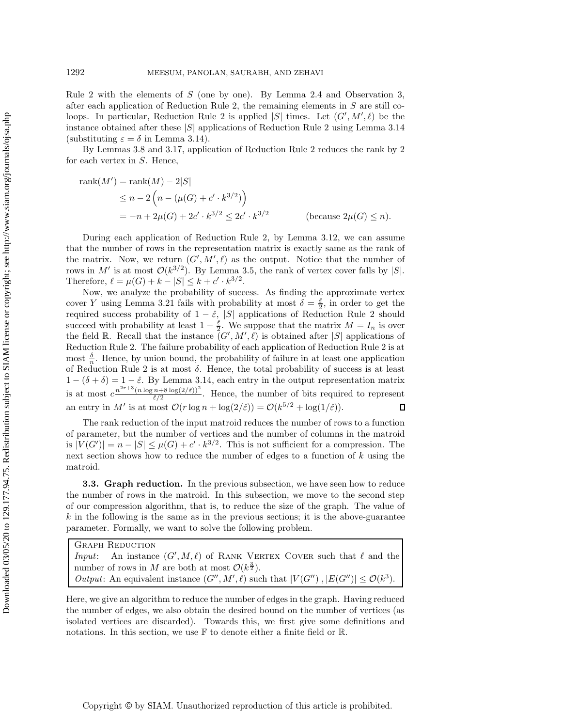Rule 2 with the elements of $S$ (one by one). By Lemma 2.4 and Observation 3, after each application of Reduction Rule 2, the remaining elements in $S$ are still co-loops. In particular, Reduction Rule 2 is applied $|S|$ times. Let $(G', M', \ell)$ be the instance obtained after these $|S|$ applications of Reduction Rule 2 using Lemma 3.14 (substituting $\varepsilon = \delta$ in Lemma 3.14).

By Lemmas 3.8 and 3.17, application of Reduction Rule 2 reduces the rank by 2 for each vertex in $S$. Hence,

$$\begin{aligned}
\operatorname{rank}(M') &= \operatorname{rank}(M) - 2|S| \\
&\le n - 2\left(n - (\mu(G) + c' \cdot k^{3/2})\right) \\
&= -n + 2\mu(G) + 2c' \cdot k^{3/2} \le 2c' \cdot k^{3/2} \qquad \text{(because } 2\mu(G) \le n\text{).}
\end{aligned}$$

During each application of Reduction Rule 2, by Lemma 3.12, we can assume that the number of rows in the representation matrix is exactly same as the rank of the matrix. Now, we return $(G', M', \ell)$ as the output. Notice that the number of rows in $M'$ is at most $\mathcal{O}(k^{3/2})$. By Lemma 3.5, the rank of vertex cover falls by $|S|$. Therefore, $\ell = \mu(G) + k - |S| \le k + c' \cdot k^{3/2}$.

Now, we analyze the probability of success. As finding the approximate vertex cover $Y$ using Lemma 3.21 fails with probability at most $\delta = \frac{\hat{\varepsilon}}{2}$, in order to get the required success probability of $1 - \hat{\varepsilon}$, $|S|$ applications of Reduction Rule 2 should succeed with probability at least $1 - \frac{\hat{\varepsilon}}{2}$. We suppose that the matrix $M = I_n$ is over the field $\mathbb{R}$. Recall that the instance $(G', M', \ell)$ is obtained after $|S|$ applications of Reduction Rule 2. The failure probability of each application of Reduction Rule 2 is at most $\frac{\delta}{n}$. Hence, by union bound, the probability of failure in at least one application of Reduction Rule 2 is at most $\delta$. Hence, the total probability of success is at least $1 - (\delta + \delta) = 1 - \hat{\varepsilon}$. By Lemma 3.14, each entry in the output representation matrix is at most $c\frac{n^{2r+3}(n \log n + 8\log(2/\hat{\varepsilon}))^2}{\hat{\varepsilon}/2}$. Hence, the number of bits required to represent an entry in $M'$ is at most $\mathcal{O}(r \log n + \log(2/\hat{\varepsilon})) = \mathcal{O}(k^{5/2} + \log(1/\hat{\varepsilon}))$. ∎

The rank reduction of the input matroid reduces the number of rows to a function of parameter, but the number of vertices and the number of columns in the matroid is $|V(G')| = n - |S| \le \mu(G) + c' \cdot k^{3/2}$. This is not sufficient for a compression. The next section shows how to reduce the number of edges to a function of $k$ using the matroid.

### 3.3. Graph reduction.

In the previous subsection, we have seen how to reduce the number of rows in the matroid. In this subsection, we move to the second step of our compression algorithm, that is, to reduce the size of the graph. The value of $k$ in the following is the same as in the previous sections; it is the above-guarantee parameter. Formally, we want to solve the following problem.

> Graph Reduction
> *Input*: An instance $(G', M, \ell)$ of Rank Vertex Cover such that $\ell$ and the number of rows in $M$ are both at most $\mathcal{O}(k^{\frac{3}{2}})$.
> *Output*: An equivalent instance $(G'', M', \ell)$ such that $|V(G'')|, |E(G'')| \le \mathcal{O}(k^3)$.

Here, we give an algorithm to reduce the number of edges in the graph. Having reduced the number of edges, we also obtain the desired bound on the number of vertices (as isolated vertices are discarded). Towards this, we first give some definitions and notations. In this section, we use $\mathbb{F}$ to denote either a finite field or $\mathbb{R}$.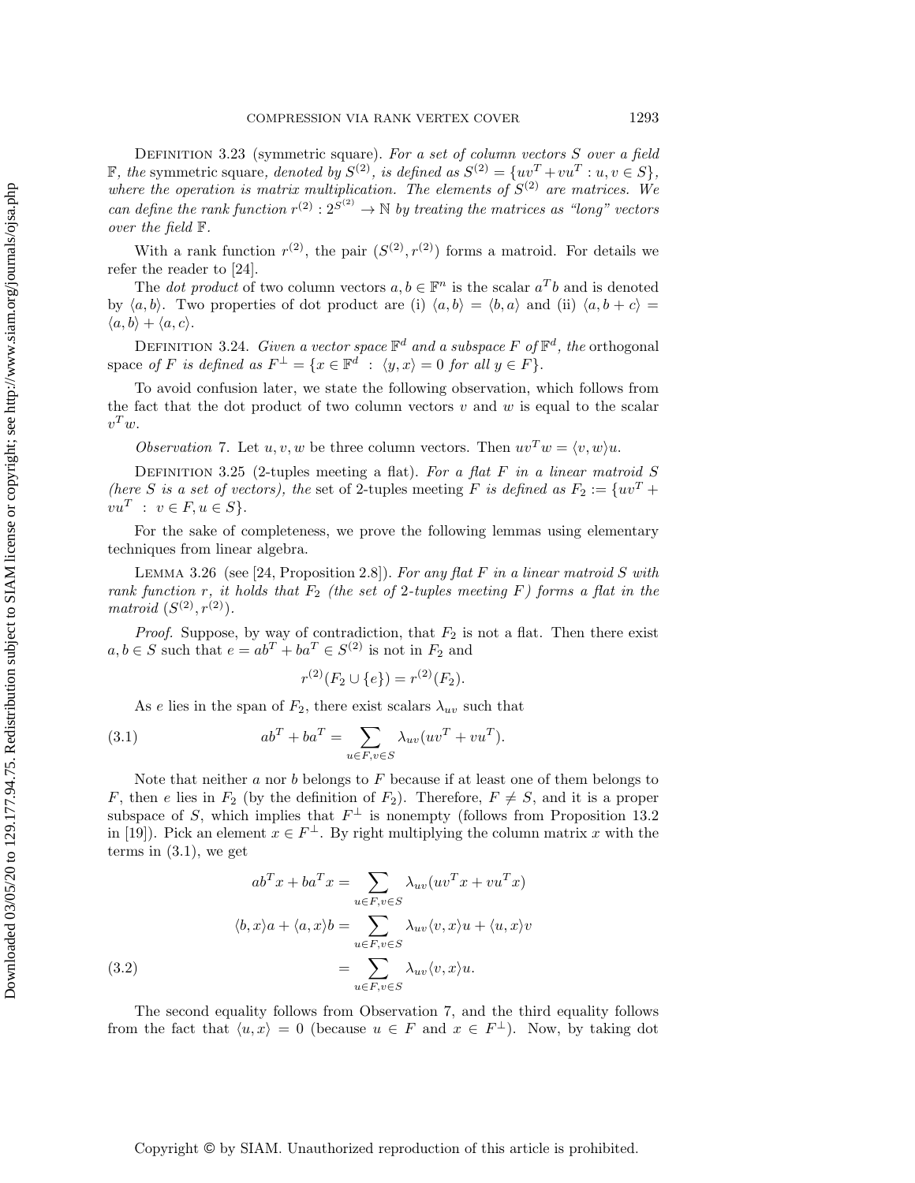Definition 3.23 (symmetric square). *For a set of column vectors $S$ over a field $\mathbb{F}$, the* symmetric square, *denoted by $S^{(2)}$, is defined as $S^{(2)} = \{uv^T + vu^T : u, v \in S\}$, where the operation is matrix multiplication. The elements of $S^{(2)}$ are matrices. We can define the rank function $r^{(2)} : 2^{S^{(2)}} \to \mathbb{N}$ by treating the matrices as "long" vectors over the field $\mathbb{F}$.*

With a rank function $r^{(2)}$, the pair $(S^{(2)}, r^{(2)})$ forms a matroid. For details we refer the reader to [24].

The *dot product* of two column vectors $a, b \in \mathbb{F}^n$ is the scalar $a^T b$ and is denoted by $\langle a, b\rangle$. Two properties of dot product are (i) $\langle a, b\rangle = \langle b, a\rangle$ and (ii) $\langle a, b + c\rangle = \langle a, b\rangle + \langle a, c\rangle$.

Definition 3.24. *Given a vector space $\mathbb{F}^d$ and a subspace $F$ of $\mathbb{F}^d$, the* orthogonal space *of $F$ is defined as $F^\perp = \{x \in \mathbb{F}^d \ : \ \langle y, x\rangle = 0 \text{ for all } y \in F\}$.*

To avoid confusion later, we state the following observation, which follows from the fact that the dot product of two column vectors $v$ and $w$ is equal to the scalar $v^T w$.

*Observation* 7. Let $u, v, w$ be three column vectors. Then $uv^T w = \langle v, w\rangle u$.

Definition 3.25 (2-tuples meeting a flat). *For a flat $F$ in a linear matroid $S$ (here $S$ is a set of vectors), the* set of 2-tuples meeting $F$ *is defined as $F_2 := \{uv^T + vu^T \ : \ v \in F, u \in S\}$.*

For the sake of completeness, we prove the following lemmas using elementary techniques from linear algebra.

Lemma 3.26 (see [24, Proposition 2.8]). *For any flat $F$ in a linear matroid $S$ with rank function $r$, it holds that $F_2$ (the set of 2-tuples meeting $F$) forms a flat in the matroid $(S^{(2)}, r^{(2)})$.*

*Proof.* Suppose, by way of contradiction, that $F_2$ is not a flat. Then there exist $a, b \in S$ such that $e = ab^T + ba^T \in S^{(2)}$ is not in $F_2$ and

$$r^{(2)}(F_2 \cup \{e\}) = r^{(2)}(F_2).$$

As $e$ lies in the span of $F_2$, there exist scalars $\lambda_{uv}$ such that

$$ab^T + ba^T = \sum_{u \in F, v \in S} \lambda_{uv}(uv^T + vu^T). \tag{3.1}$$

Note that neither $a$ nor $b$ belongs to $F$ because if at least one of them belongs to $F$, then $e$ lies in $F_2$ (by the definition of $F_2$). Therefore, $F \neq S$, and it is a proper subspace of $S$, which implies that $F^\perp$ is nonempty (follows from Proposition 13.2 in [19]). Pick an element $x \in F^\perp$. By right multiplying the column matrix $x$ with the terms in (3.1), we get

$$\begin{aligned}
ab^T x + ba^T x &= \sum_{u \in F, v \in S} \lambda_{uv}(uv^T x + vu^T x) \\
\langle b, x\rangle a + \langle a, x\rangle b &= \sum_{u \in F, v \in S} \lambda_{uv}\langle v, x\rangle u + \langle u, x\rangle v \\
&= \sum_{u \in F, v \in S} \lambda_{uv}\langle v, x\rangle u.
\end{aligned} \tag{3.2}$$

The second equality follows from Observation 7, and the third equality follows from the fact that $\langle u, x\rangle = 0$ (because $u \in F$ and $x \in F^\perp$). Now, by taking dot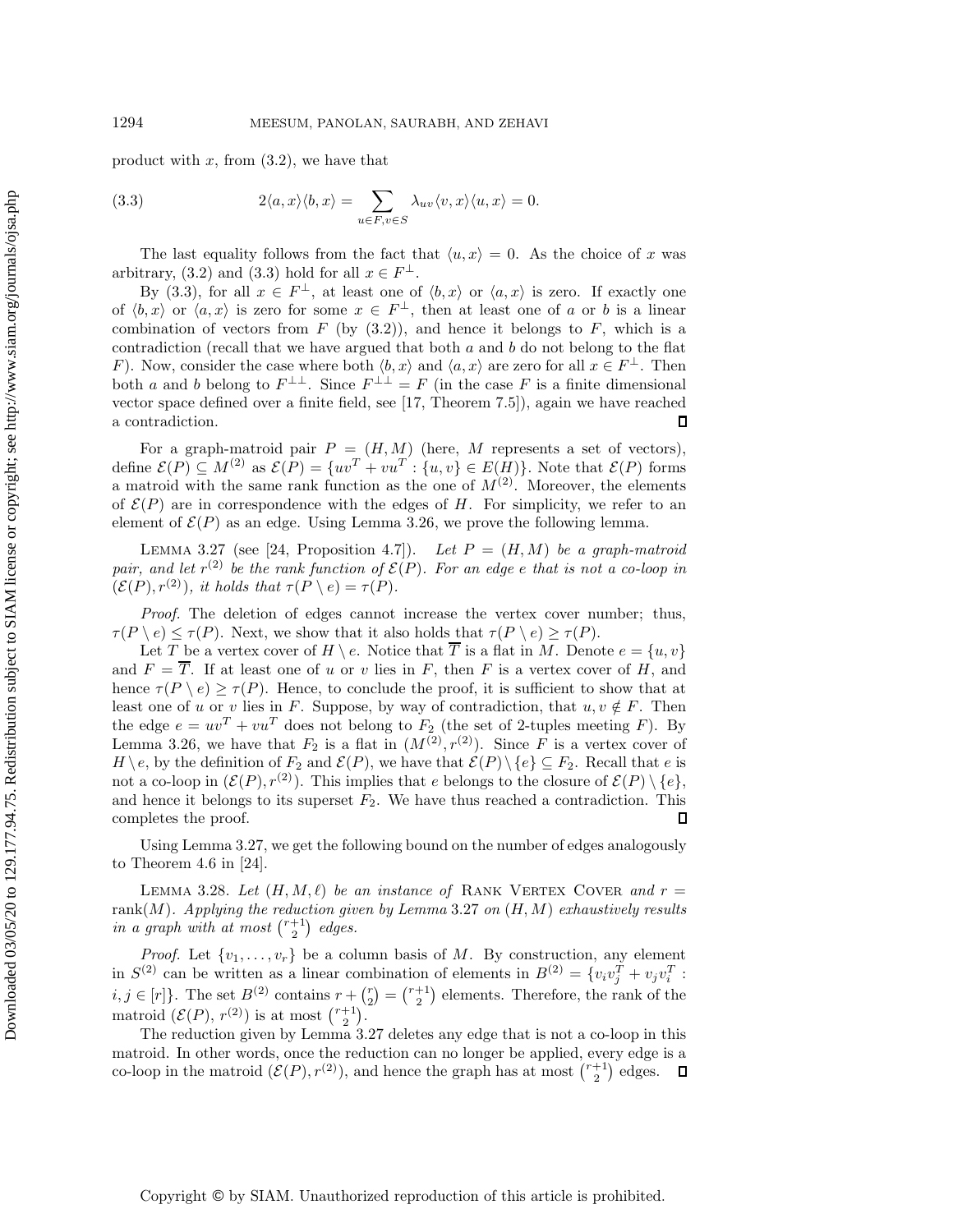product with $x$, from (3.2), we have that

$$2\langle a, x\rangle\langle b, x\rangle = \sum_{u\in F, v\in S} \lambda_{uv}\langle v, x\rangle\langle u, x\rangle = 0. \tag{3.3}$$

The last equality follows from the fact that $\langle u, x\rangle = 0$. As the choice of $x$ was arbitrary, (3.2) and (3.3) hold for all $x \in F^{\perp}$.

By (3.3), for all $x \in F^{\perp}$, at least one of $\langle b, x\rangle$ or $\langle a, x\rangle$ is zero. If exactly one of $\langle b, x\rangle$ or $\langle a, x\rangle$ is zero for some $x \in F^{\perp}$, then at least one of $a$ or $b$ is a linear combination of vectors from $F$ (by (3.2)), and hence it belongs to $F$, which is a contradiction (recall that we have argued that both $a$ and $b$ do not belong to the flat $F$). Now, consider the case where both $\langle b, x\rangle$ and $\langle a, x\rangle$ are zero for all $x \in F^{\perp}$. Then both $a$ and $b$ belong to $F^{\perp\perp}$. Since $F^{\perp\perp} = F$ (in the case $F$ is a finite dimensional vector space defined over a finite field, see [17, Theorem 7.5]), again we have reached a contradiction. ∎

For a graph-matroid pair $P = (H, M)$ (here, $M$ represents a set of vectors), define $\mathcal{E}(P) \subseteq M^{(2)}$ as $\mathcal{E}(P) = \{uv^T + vu^T : \{u, v\} \in E(H)\}$. Note that $\mathcal{E}(P)$ forms a matroid with the same rank function as the one of $M^{(2)}$. Moreover, the elements of $\mathcal{E}(P)$ are in correspondence with the edges of $H$. For simplicity, we refer to an element of $\mathcal{E}(P)$ as an edge. Using Lemma 3.26, we prove the following lemma.

Lemma 3.27 (see [24, Proposition 4.7]). *Let $P = (H, M)$ be a graph-matroid pair, and let $r^{(2)}$ be the rank function of $\mathcal{E}(P)$. For an edge $e$ that is not a co-loop in $(\mathcal{E}(P), r^{(2)})$, it holds that $\tau(P \setminus e) = \tau(P)$.*

*Proof.* The deletion of edges cannot increase the vertex cover number; thus, $\tau(P \setminus e) \leq \tau(P)$. Next, we show that it also holds that $\tau(P \setminus e) \geq \tau(P)$.

Let $T$ be a vertex cover of $H \setminus e$. Notice that $\overline{T}$ is a flat in $M$. Denote $e = \{u, v\}$ and $F = \overline{T}$. If at least one of $u$ or $v$ lies in $F$, then $F$ is a vertex cover of $H$, and hence $\tau(P \setminus e) \geq \tau(P)$. Hence, to conclude the proof, it is sufficient to show that at least one of $u$ or $v$ lies in $F$. Suppose, by way of contradiction, that $u, v \notin F$. Then the edge $e = uv^T + vu^T$ does not belong to $F_2$ (the set of 2-tuples meeting $F$). By Lemma 3.26, we have that $F_2$ is a flat in $(M^{(2)}, r^{(2)})$. Since $F$ is a vertex cover of $H \setminus e$, by the definition of $F_2$ and $\mathcal{E}(P)$, we have that $\mathcal{E}(P) \setminus \{e\} \subseteq F_2$. Recall that $e$ is not a co-loop in $(\mathcal{E}(P), r^{(2)})$. This implies that $e$ belongs to the closure of $\mathcal{E}(P) \setminus \{e\}$, and hence it belongs to its superset $F_2$. We have thus reached a contradiction. This completes the proof. ∎

Using Lemma 3.27, we get the following bound on the number of edges analogously to Theorem 4.6 in [24].

Lemma 3.28. *Let $(H, M, \ell)$ be an instance of* Rank Vertex Cover *and $r = \text{rank}(M)$. Applying the reduction given by Lemma 3.27 on $(H, M)$ exhaustively results in a graph with at most $\binom{r+1}{2}$ edges.*

*Proof.* Let $\{v_1, \ldots, v_r\}$ be a column basis of $M$. By construction, any element in $S^{(2)}$ can be written as a linear combination of elements in $B^{(2)} = \{v_i v_j^T + v_j v_i^T : i, j \in [r]\}$. The set $B^{(2)}$ contains $r + \binom{r}{2} = \binom{r+1}{2}$ elements. Therefore, the rank of the matroid $(\mathcal{E}(P), r^{(2)})$ is at most $\binom{r+1}{2}$.

The reduction given by Lemma 3.27 deletes any edge that is not a co-loop in this matroid. In other words, once the reduction can no longer be applied, every edge is a co-loop in the matroid $(\mathcal{E}(P), r^{(2)})$, and hence the graph has at most $\binom{r+1}{2}$ edges. ∎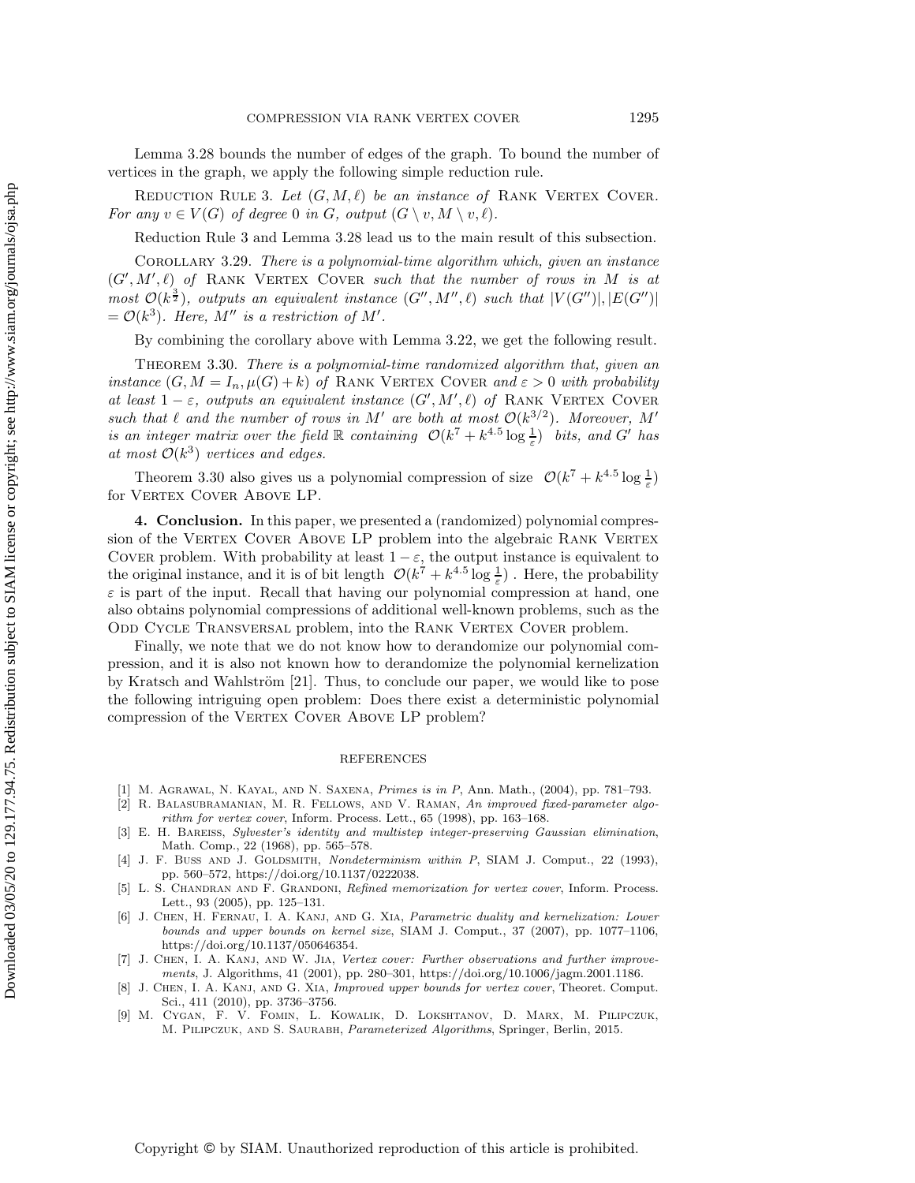Lemma 3.28 bounds the number of edges of the graph. To bound the number of vertices in the graph, we apply the following simple reduction rule.

REDUCTION RULE 3. *Let $(G, M, \ell)$ be an instance of* RANK VERTEX COVER. *For any $v \in V(G)$ of degree 0 in $G$, output $(G \setminus v, M \setminus v, \ell)$.*

Reduction Rule 3 and Lemma 3.28 lead us to the main result of this subsection.

COROLLARY 3.29. *There is a polynomial-time algorithm which, given an instance $(G', M', \ell)$ of* RANK VERTEX COVER *such that the number of rows in $M$ is at most $\mathcal{O}(k^{\frac{3}{2}})$, outputs an equivalent instance $(G'', M'', \ell)$ such that $|V(G'')|, |E(G'')| = \mathcal{O}(k^3)$. Here, $M''$ is a restriction of $M'$.*

By combining the corollary above with Lemma 3.22, we get the following result.

THEOREM 3.30. *There is a polynomial-time randomized algorithm that, given an instance $(G, M = I_n, \mu(G) + k)$ of* RANK VERTEX COVER *and $\varepsilon > 0$ with probability at least $1 - \varepsilon$, outputs an equivalent instance $(G', M', \ell)$ of* RANK VERTEX COVER *such that $\ell$ and the number of rows in $M'$ are both at most $\mathcal{O}(k^{3/2})$. Moreover, $M'$ is an integer matrix over the field $\mathbb{R}$ containing $\mathcal{O}(k^7 + k^{4.5} \log \frac{1}{\varepsilon})$ bits, and $G'$ has at most $\mathcal{O}(k^3)$ vertices and edges.*

Theorem 3.30 also gives us a polynomial compression of size $\mathcal{O}(k^7 + k^{4.5} \log \frac{1}{\varepsilon})$ for VERTEX COVER ABOVE LP.

## 4. Conclusion.

In this paper, we presented a (randomized) polynomial compression of the VERTEX COVER ABOVE LP problem into the algebraic RANK VERTEX COVER problem. With probability at least $1 - \varepsilon$, the output instance is equivalent to the original instance, and it is of bit length $\mathcal{O}(k^7 + k^{4.5} \log \frac{1}{\varepsilon})$. Here, the probability $\varepsilon$ is part of the input. Recall that having our polynomial compression at hand, one also obtains polynomial compressions of additional well-known problems, such as the ODD CYCLE TRANSVERSAL problem, into the RANK VERTEX COVER problem.

Finally, we note that we do not know how to derandomize our polynomial compression, and it is also not known how to derandomize the polynomial kernelization by Kratsch and Wahlström [21]. Thus, to conclude our paper, we would like to pose the following intriguing open problem: Does there exist a deterministic polynomial compression of the VERTEX COVER ABOVE LP problem?

## REFERENCES

[1] M. AGRAWAL, N. KAYAL, AND N. SAXENA, *Primes is in P*, Ann. Math., (2004), pp. 781–793.

[2] R. BALASUBRAMANIAN, M. R. FELLOWS, AND V. RAMAN, *An improved fixed-parameter algorithm for vertex cover*, Inform. Process. Lett., 65 (1998), pp. 163–168.

[3] E. H. BAREISS, *Sylvester's identity and multistep integer-preserving Gaussian elimination*, Math. Comp., 22 (1968), pp. 565–578.

[4] J. F. BUSS AND J. GOLDSMITH, *Nondeterminism within P*, SIAM J. Comput., 22 (1993), pp. 560–572, https://doi.org/10.1137/0222038.

[5] L. S. CHANDRAN AND F. GRANDONI, *Refined memorization for vertex cover*, Inform. Process. Lett., 93 (2005), pp. 125–131.

[6] J. CHEN, H. FERNAU, I. A. KANJ, AND G. XIA, *Parametric duality and kernelization: Lower bounds and upper bounds on kernel size*, SIAM J. Comput., 37 (2007), pp. 1077–1106, https://doi.org/10.1137/050646354.

[7] J. CHEN, I. A. KANJ, AND W. JIA, *Vertex cover: Further observations and further improvements*, J. Algorithms, 41 (2001), pp. 280–301, https://doi.org/10.1006/jagm.2001.1186.

[8] J. CHEN, I. A. KANJ, AND G. XIA, *Improved upper bounds for vertex cover*, Theoret. Comput. Sci., 411 (2010), pp. 3736–3756.

[9] M. CYGAN, F. V. FOMIN, L. KOWALIK, D. LOKSHTANOV, D. MARX, M. PILIPCZUK, M. PILIPCZUK, AND S. SAURABH, *Parameterized Algorithms*, Springer, Berlin, 2015.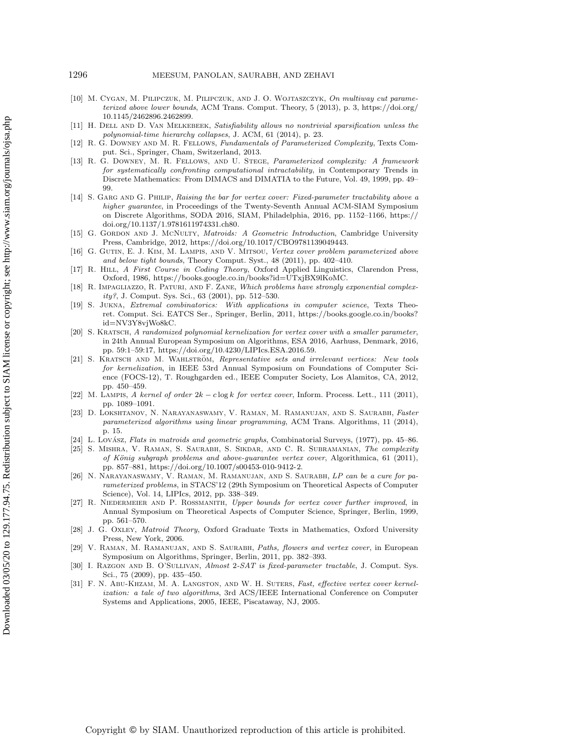[10] M. Cygan, M. Pilipczuk, M. Pilipczuk, and J. O. Wojtaszczyk, *On multiway cut parameterized above lower bounds*, ACM Trans. Comput. Theory, 5 (2013), p. 3, https://doi.org/10.1145/2462896.2462899.

[11] H. Dell and D. Van Melkebeek, *Satisfiability allows no nontrivial sparsification unless the polynomial-time hierarchy collapses*, J. ACM, 61 (2014), p. 23.

[12] R. G. Downey and M. R. Fellows, *Fundamentals of Parameterized Complexity*, Texts Comput. Sci., Springer, Cham, Switzerland, 2013.

[13] R. G. Downey, M. R. Fellows, and U. Stege, *Parameterized complexity: A framework for systematically confronting computational intractability*, in Contemporary Trends in Discrete Mathematics: From DIMACS and DIMATIA to the Future, Vol. 49, 1999, pp. 49–99.

[14] S. Garg and G. Philip, *Raising the bar for vertex cover: Fixed-parameter tractability above a higher guarantee*, in Proceedings of the Twenty-Seventh Annual ACM-SIAM Symposium on Discrete Algorithms, SODA 2016, SIAM, Philadelphia, 2016, pp. 1152–1166, https://doi.org/10.1137/1.9781611974331.ch80.

[15] G. Gordon and J. McNulty, *Matroids: A Geometric Introduction*, Cambridge University Press, Cambridge, 2012, https://doi.org/10.1017/CBO9781139049443.

[16] G. Gutin, E. J. Kim, M. Lampis, and V. Mitsou, *Vertex cover problem parameterized above and below tight bounds*, Theory Comput. Syst., 48 (2011), pp. 402–410.

[17] R. Hill, *A First Course in Coding Theory*, Oxford Applied Linguistics, Clarendon Press, Oxford, 1986, https://books.google.co.in/books?id=UTxjBX9lKoMC.

[18] R. Impagliazzo, R. Paturi, and F. Zane, *Which problems have strongly exponential complexity?*, J. Comput. Sys. Sci., 63 (2001), pp. 512–530.

[19] S. Jukna, *Extremal combinatorics: With applications in computer science*, Texts Theoret. Comput. Sci. EATCS Ser., Springer, Berlin, 2011, https://books.google.co.in/books?id=NV3Y8vjWo8kC.

[20] S. Kratsch, *A randomized polynomial kernelization for vertex cover with a smaller parameter*, in 24th Annual European Symposium on Algorithms, ESA 2016, Aarhuss, Denmark, 2016, pp. 59:1–59:17, https://doi.org/10.4230/LIPIcs.ESA.2016.59.

[21] S. Kratsch and M. Wahlström, *Representative sets and irrelevant vertices: New tools for kernelization*, in IEEE 53rd Annual Symposium on Foundations of Computer Science (FOCS-12), T. Roughgarden ed., IEEE Computer Society, Los Alamitos, CA, 2012, pp. 450–459.

[22] M. Lampis, *A kernel of order $2k - c \log k$ for vertex cover*, Inform. Process. Lett., 111 (2011), pp. 1089–1091.

[23] D. Lokshtanov, N. Narayanaswamy, V. Raman, M. Ramanujan, and S. Saurabh, *Faster parameterized algorithms using linear programming*, ACM Trans. Algorithms, 11 (2014), p. 15.

[24] L. Lovász, *Flats in matroids and geometric graphs*, Combinatorial Surveys, (1977), pp. 45–86.

[25] S. Mishra, V. Raman, S. Saurabh, S. Sikdar, and C. R. Subramanian, *The complexity of König subgraph problems and above-guarantee vertex cover*, Algorithmica, 61 (2011), pp. 857–881, https://doi.org/10.1007/s00453-010-9412-2.

[26] N. Narayanaswamy, V. Raman, M. Ramanujan, and S. Saurabh, *LP can be a cure for parameterized problems*, in STACS'12 (29th Symposium on Theoretical Aspects of Computer Science), Vol. 14, LIPIcs, 2012, pp. 338–349.

[27] R. Niedermeier and P. Rossmanith, *Upper bounds for vertex cover further improved*, in Annual Symposium on Theoretical Aspects of Computer Science, Springer, Berlin, 1999, pp. 561–570.

[28] J. G. Oxley, *Matroid Theory*, Oxford Graduate Texts in Mathematics, Oxford University Press, New York, 2006.

[29] V. Raman, M. Ramanujan, and S. Saurabh, *Paths, flowers and vertex cover*, in European Symposium on Algorithms, Springer, Berlin, 2011, pp. 382–393.

[30] I. Razgon and B. O'Sullivan, *Almost 2-SAT is fixed-parameter tractable*, J. Comput. Sys. Sci., 75 (2009), pp. 435–450.

[31] F. N. Abu-Khzam, M. A. Langston, and W. H. Suters, *Fast, effective vertex cover kernelization: a tale of two algorithms*, 3rd ACS/IEEE International Conference on Computer Systems and Applications, 2005, IEEE, Piscataway, NJ, 2005.